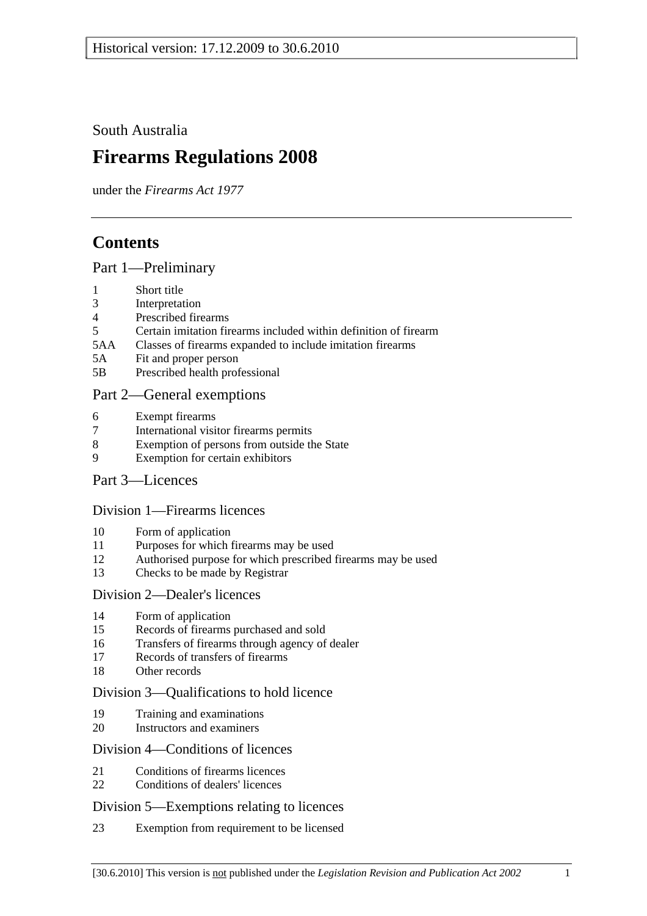Historical version: 17.12.2009 to 30.6.2010

South Australia

# Firearms Regulations 2008

under the *Firearms Act 1977*

## Contents

### Part 1—Preliminary

| | |
|---|---|
| 1 | Short title |
| 3 | Interpretation |
| 4 | Prescribed firearms |
| 5 | Certain imitation firearms included within definition of firearm |
| 5AA | Classes of firearms expanded to include imitation firearms |
| 5A | Fit and proper person |
| 5B | Prescribed health professional |

### Part 2—General exemptions

| | |
|---|---|
| 6 | Exempt firearms |
| 7 | International visitor firearms permits |
| 8 | Exemption of persons from outside the State |
| 9 | Exemption for certain exhibitors |

### Part 3—Licences

#### Division 1—Firearms licences

| | |
|---|---|
| 10 | Form of application |
| 11 | Purposes for which firearms may be used |
| 12 | Authorised purpose for which prescribed firearms may be used |
| 13 | Checks to be made by Registrar |

#### Division 2—Dealer's licences

| | |
|---|---|
| 14 | Form of application |
| 15 | Records of firearms purchased and sold |
| 16 | Transfers of firearms through agency of dealer |
| 17 | Records of transfers of firearms |
| 18 | Other records |

#### Division 3—Qualifications to hold licence

| | |
|---|---|
| 19 | Training and examinations |
| 20 | Instructors and examiners |

#### Division 4—Conditions of licences

| | |
|---|---|
| 21 | Conditions of firearms licences |
| 22 | Conditions of dealers' licences |

#### Division 5—Exemptions relating to licences

| | |
|---|---|
| 23 | Exemption from requirement to be licensed |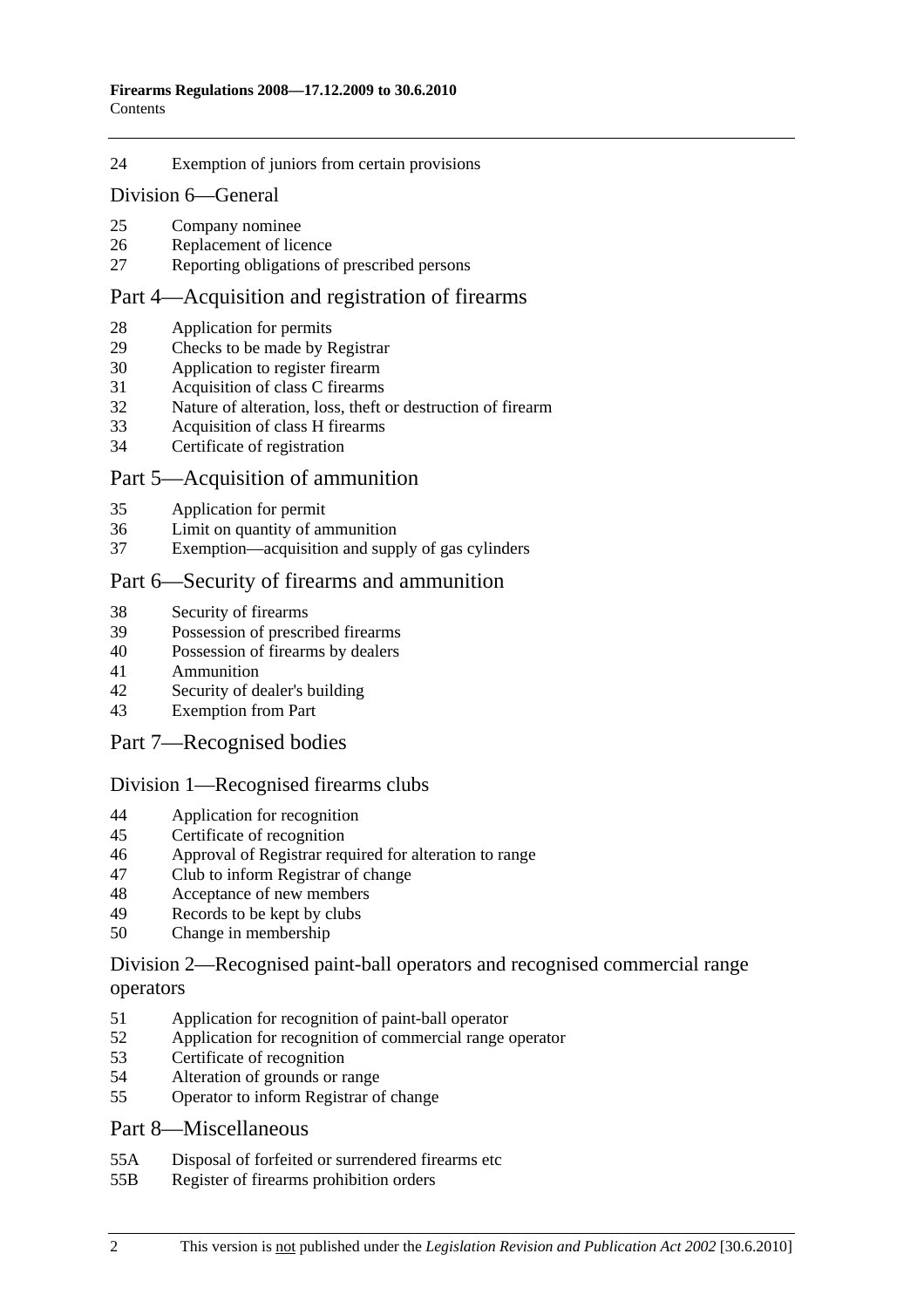24 Exemption of juniors from certain provisions

## Division 6—General

25 Company nominee
26 Replacement of licence
27 Reporting obligations of prescribed persons

## Part 4—Acquisition and registration of firearms

28 Application for permits
29 Checks to be made by Registrar
30 Application to register firearm
31 Acquisition of class C firearms
32 Nature of alteration, loss, theft or destruction of firearm
33 Acquisition of class H firearms
34 Certificate of registration

## Part 5—Acquisition of ammunition

35 Application for permit
36 Limit on quantity of ammunition
37 Exemption—acquisition and supply of gas cylinders

## Part 6—Security of firearms and ammunition

38 Security of firearms
39 Possession of prescribed firearms
40 Possession of firearms by dealers
41 Ammunition
42 Security of dealer's building
43 Exemption from Part

## Part 7—Recognised bodies

### Division 1—Recognised firearms clubs

44 Application for recognition
45 Certificate of recognition
46 Approval of Registrar required for alteration to range
47 Club to inform Registrar of change
48 Acceptance of new members
49 Records to be kept by clubs
50 Change in membership

### Division 2—Recognised paint-ball operators and recognised commercial range operators

51 Application for recognition of paint-ball operator
52 Application for recognition of commercial range operator
53 Certificate of recognition
54 Alteration of grounds or range
55 Operator to inform Registrar of change

## Part 8—Miscellaneous

55A Disposal of forfeited or surrendered firearms etc
55B Register of firearms prohibition orders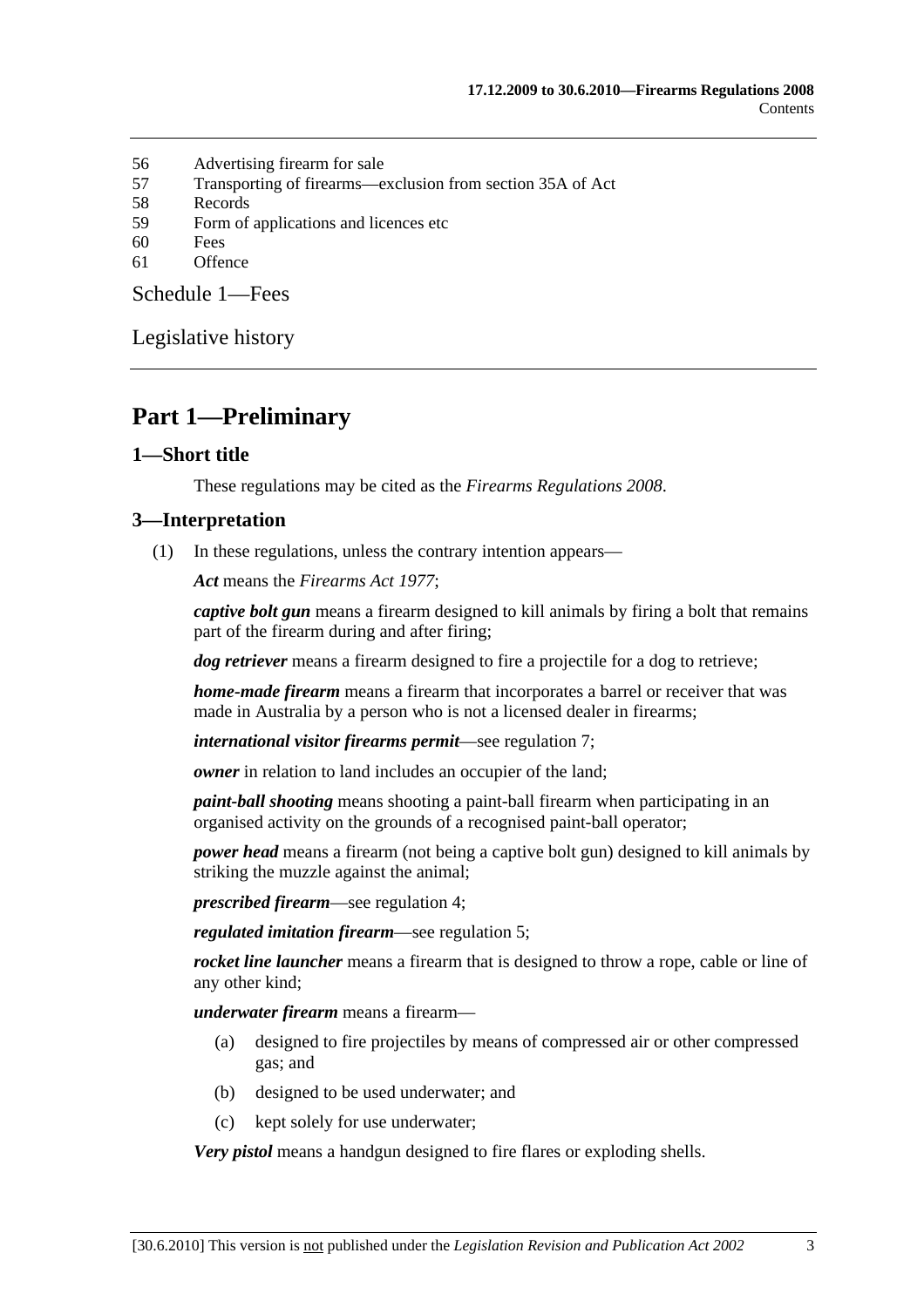56 Advertising firearm for sale
57 Transporting of firearms—exclusion from section 35A of Act
58 Records
59 Form of applications and licences etc
60 Fees
61 Offence

Schedule 1—Fees

Legislative history

# Part 1—Preliminary

## 1—Short title

These regulations may be cited as the *Firearms Regulations 2008*.

## 3—Interpretation

(1) In these regulations, unless the contrary intention appears—

***Act*** means the *Firearms Act 1977*;

***captive bolt gun*** means a firearm designed to kill animals by firing a bolt that remains part of the firearm during and after firing;

***dog retriever*** means a firearm designed to fire a projectile for a dog to retrieve;

***home-made firearm*** means a firearm that incorporates a barrel or receiver that was made in Australia by a person who is not a licensed dealer in firearms;

***international visitor firearms permit***—see regulation 7;

***owner*** in relation to land includes an occupier of the land;

***paint-ball shooting*** means shooting a paint-ball firearm when participating in an organised activity on the grounds of a recognised paint-ball operator;

***power head*** means a firearm (not being a captive bolt gun) designed to kill animals by striking the muzzle against the animal;

***prescribed firearm***—see regulation 4;

***regulated imitation firearm***—see regulation 5;

***rocket line launcher*** means a firearm that is designed to throw a rope, cable or line of any other kind;

***underwater firearm*** means a firearm—

(a) designed to fire projectiles by means of compressed air or other compressed gas; and

(b) designed to be used underwater; and

(c) kept solely for use underwater;

***Very pistol*** means a handgun designed to fire flares or exploding shells.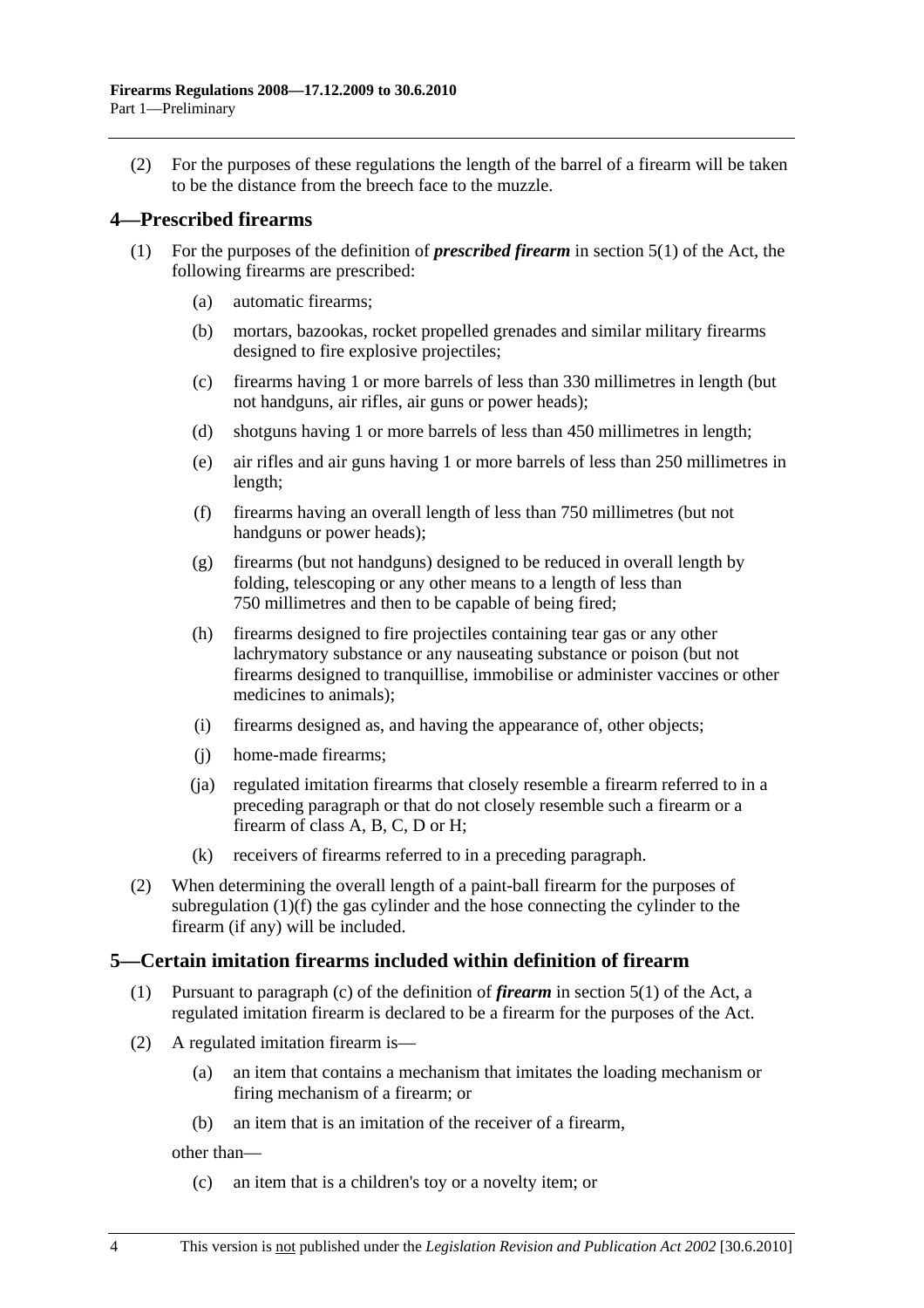(2) For the purposes of these regulations the length of the barrel of a firearm will be taken to be the distance from the breech face to the muzzle.

## 4—Prescribed firearms

(1) For the purposes of the definition of ***prescribed firearm*** in section 5(1) of the Act, the following firearms are prescribed:

- (a) automatic firearms;
- (b) mortars, bazookas, rocket propelled grenades and similar military firearms designed to fire explosive projectiles;
- (c) firearms having 1 or more barrels of less than 330 millimetres in length (but not handguns, air rifles, air guns or power heads);
- (d) shotguns having 1 or more barrels of less than 450 millimetres in length;
- (e) air rifles and air guns having 1 or more barrels of less than 250 millimetres in length;
- (f) firearms having an overall length of less than 750 millimetres (but not handguns or power heads);
- (g) firearms (but not handguns) designed to be reduced in overall length by folding, telescoping or any other means to a length of less than 750 millimetres and then to be capable of being fired;
- (h) firearms designed to fire projectiles containing tear gas or any other lachrymatory substance or any nauseating substance or poison (but not firearms designed to tranquillise, immobilise or administer vaccines or other medicines to animals);
- (i) firearms designed as, and having the appearance of, other objects;
- (j) home-made firearms;
- (ja) regulated imitation firearms that closely resemble a firearm referred to in a preceding paragraph or that do not closely resemble such a firearm or a firearm of class A, B, C, D or H;
- (k) receivers of firearms referred to in a preceding paragraph.

(2) When determining the overall length of a paint-ball firearm for the purposes of subregulation (1)(f) the gas cylinder and the hose connecting the cylinder to the firearm (if any) will be included.

## 5—Certain imitation firearms included within definition of firearm

(1) Pursuant to paragraph (c) of the definition of ***firearm*** in section 5(1) of the Act, a regulated imitation firearm is declared to be a firearm for the purposes of the Act.

(2) A regulated imitation firearm is—

- (a) an item that contains a mechanism that imitates the loading mechanism or firing mechanism of a firearm; or
- (b) an item that is an imitation of the receiver of a firearm,

other than—

- (c) an item that is a children's toy or a novelty item; or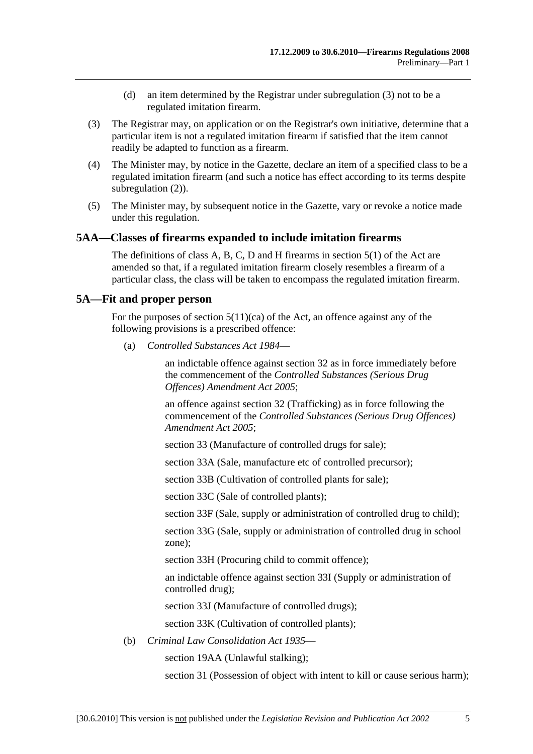(d) an item determined by the Registrar under subregulation (3) not to be a regulated imitation firearm.

(3) The Registrar may, on application or on the Registrar's own initiative, determine that a particular item is not a regulated imitation firearm if satisfied that the item cannot readily be adapted to function as a firearm.

(4) The Minister may, by notice in the Gazette, declare an item of a specified class to be a regulated imitation firearm (and such a notice has effect according to its terms despite subregulation (2)).

(5) The Minister may, by subsequent notice in the Gazette, vary or revoke a notice made under this regulation.

## 5AA—Classes of firearms expanded to include imitation firearms

The definitions of class A, B, C, D and H firearms in section 5(1) of the Act are amended so that, if a regulated imitation firearm closely resembles a firearm of a particular class, the class will be taken to encompass the regulated imitation firearm.

## 5A—Fit and proper person

For the purposes of section 5(11)(ca) of the Act, an offence against any of the following provisions is a prescribed offence:

(a) *Controlled Substances Act 1984*—

an indictable offence against section 32 as in force immediately before the commencement of the *Controlled Substances (Serious Drug Offences) Amendment Act 2005*;

an offence against section 32 (Trafficking) as in force following the commencement of the *Controlled Substances (Serious Drug Offences) Amendment Act 2005*;

section 33 (Manufacture of controlled drugs for sale);

section 33A (Sale, manufacture etc of controlled precursor);

section 33B (Cultivation of controlled plants for sale);

section 33C (Sale of controlled plants);

section 33F (Sale, supply or administration of controlled drug to child);

section 33G (Sale, supply or administration of controlled drug in school zone);

section 33H (Procuring child to commit offence);

an indictable offence against section 33I (Supply or administration of controlled drug);

section 33J (Manufacture of controlled drugs);

section 33K (Cultivation of controlled plants);

(b) *Criminal Law Consolidation Act 1935*—

section 19AA (Unlawful stalking);

section 31 (Possession of object with intent to kill or cause serious harm);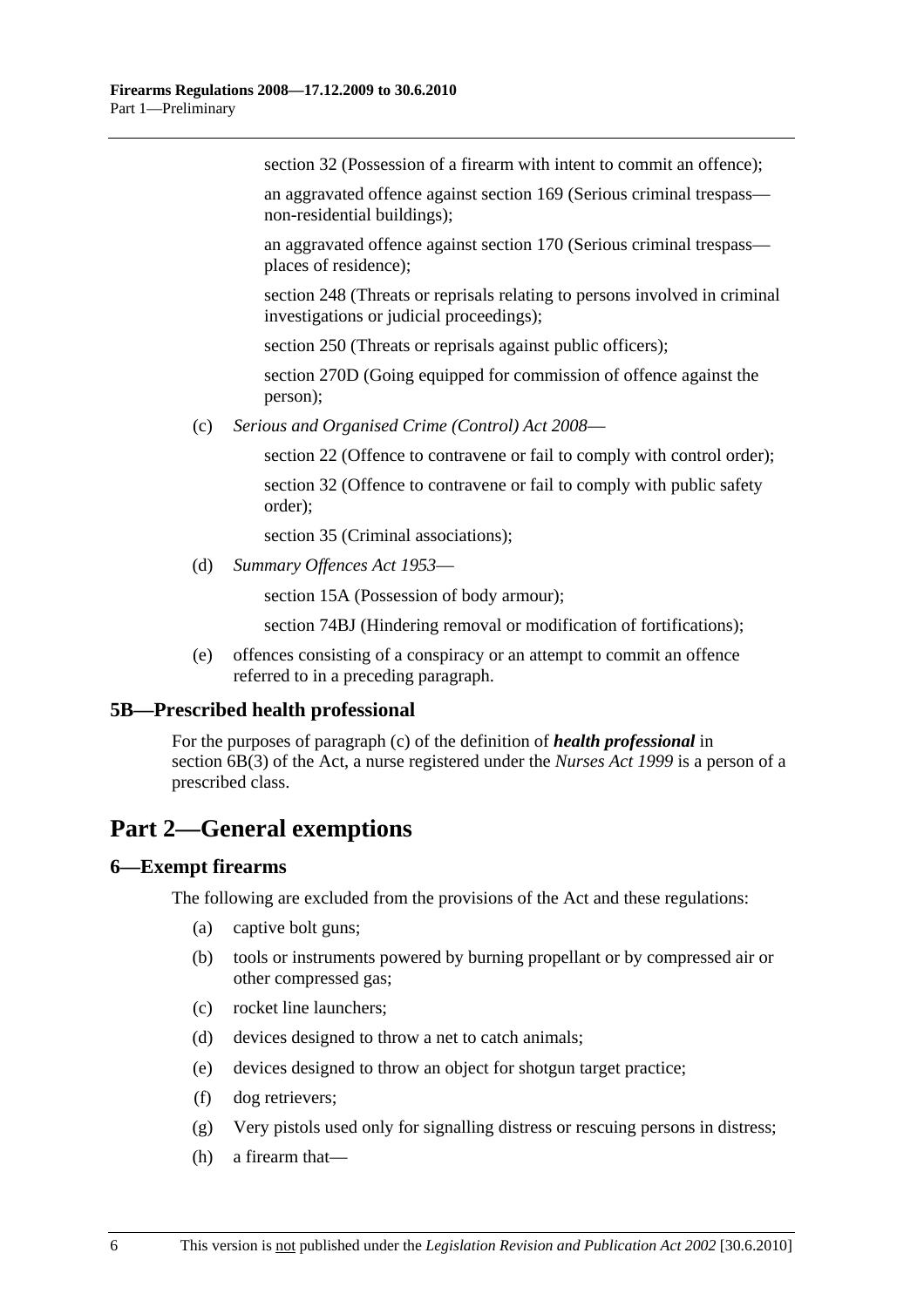section 32 (Possession of a firearm with intent to commit an offence);

an aggravated offence against section 169 (Serious criminal trespass—non-residential buildings);

an aggravated offence against section 170 (Serious criminal trespass—places of residence);

section 248 (Threats or reprisals relating to persons involved in criminal investigations or judicial proceedings);

section 250 (Threats or reprisals against public officers);

section 270D (Going equipped for commission of offence against the person);

(c) *Serious and Organised Crime (Control) Act 2008*—

section 22 (Offence to contravene or fail to comply with control order);

section 32 (Offence to contravene or fail to comply with public safety order);

section 35 (Criminal associations);

(d) *Summary Offences Act 1953*—

section 15A (Possession of body armour);

section 74BJ (Hindering removal or modification of fortifications);

(e) offences consisting of a conspiracy or an attempt to commit an offence referred to in a preceding paragraph.

### 5B—Prescribed health professional

For the purposes of paragraph (c) of the definition of ***health professional*** in section 6B(3) of the Act, a nurse registered under the *Nurses Act 1999* is a person of a prescribed class.

## Part 2—General exemptions

### 6—Exempt firearms

The following are excluded from the provisions of the Act and these regulations:

(a) captive bolt guns;

(b) tools or instruments powered by burning propellant or by compressed air or other compressed gas;

(c) rocket line launchers;

(d) devices designed to throw a net to catch animals;

(e) devices designed to throw an object for shotgun target practice;

(f) dog retrievers;

(g) Very pistols used only for signalling distress or rescuing persons in distress;

(h) a firearm that—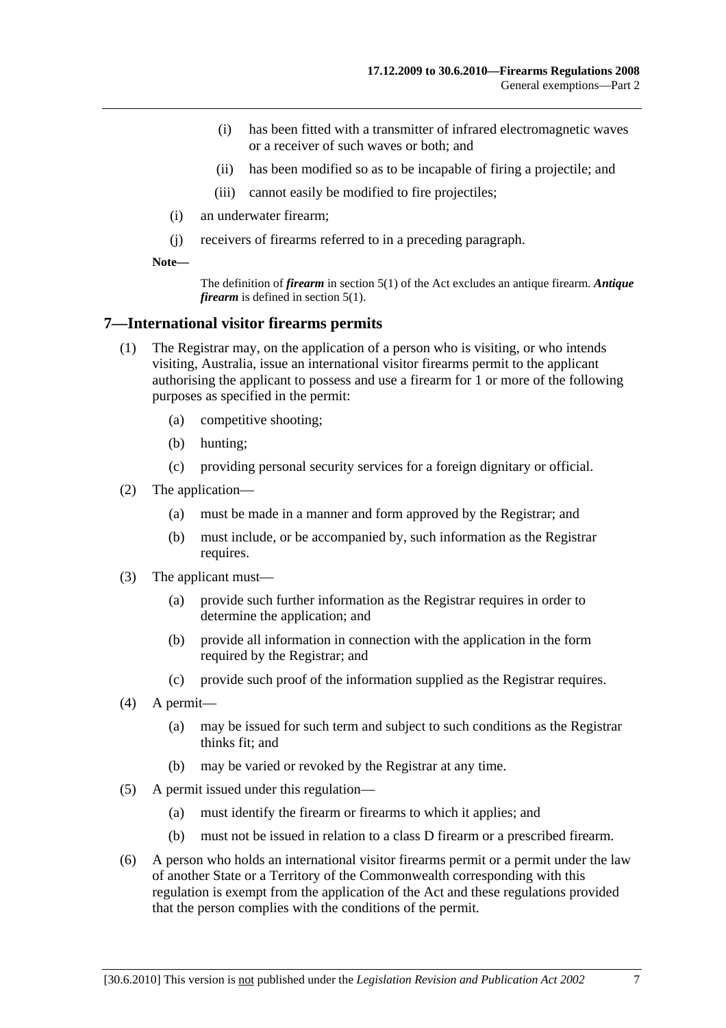(i) has been fitted with a transmitter of infrared electromagnetic waves or a receiver of such waves or both; and

(ii) has been modified so as to be incapable of firing a projectile; and

(iii) cannot easily be modified to fire projectiles;

(i) an underwater firearm;

(j) receivers of firearms referred to in a preceding paragraph.

**Note—**

The definition of ***firearm*** in section 5(1) of the Act excludes an antique firearm. ***Antique firearm*** is defined in section 5(1).

## 7—International visitor firearms permits

(1) The Registrar may, on the application of a person who is visiting, or who intends visiting, Australia, issue an international visitor firearms permit to the applicant authorising the applicant to possess and use a firearm for 1 or more of the following purposes as specified in the permit:

(a) competitive shooting;

(b) hunting;

(c) providing personal security services for a foreign dignitary or official.

(2) The application—

(a) must be made in a manner and form approved by the Registrar; and

(b) must include, or be accompanied by, such information as the Registrar requires.

(3) The applicant must—

(a) provide such further information as the Registrar requires in order to determine the application; and

(b) provide all information in connection with the application in the form required by the Registrar; and

(c) provide such proof of the information supplied as the Registrar requires.

(4) A permit—

(a) may be issued for such term and subject to such conditions as the Registrar thinks fit; and

(b) may be varied or revoked by the Registrar at any time.

(5) A permit issued under this regulation—

(a) must identify the firearm or firearms to which it applies; and

(b) must not be issued in relation to a class D firearm or a prescribed firearm.

(6) A person who holds an international visitor firearms permit or a permit under the law of another State or a Territory of the Commonwealth corresponding with this regulation is exempt from the application of the Act and these regulations provided that the person complies with the conditions of the permit.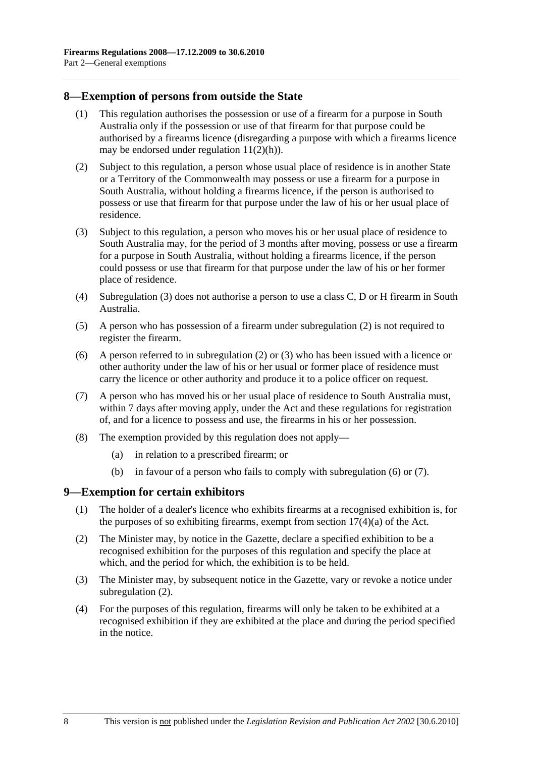## 8—Exemption of persons from outside the State

(1) This regulation authorises the possession or use of a firearm for a purpose in South Australia only if the possession or use of that firearm for that purpose could be authorised by a firearms licence (disregarding a purpose with which a firearms licence may be endorsed under regulation 11(2)(h)).

(2) Subject to this regulation, a person whose usual place of residence is in another State or a Territory of the Commonwealth may possess or use a firearm for a purpose in South Australia, without holding a firearms licence, if the person is authorised to possess or use that firearm for that purpose under the law of his or her usual place of residence.

(3) Subject to this regulation, a person who moves his or her usual place of residence to South Australia may, for the period of 3 months after moving, possess or use a firearm for a purpose in South Australia, without holding a firearms licence, if the person could possess or use that firearm for that purpose under the law of his or her former place of residence.

(4) Subregulation (3) does not authorise a person to use a class C, D or H firearm in South Australia.

(5) A person who has possession of a firearm under subregulation (2) is not required to register the firearm.

(6) A person referred to in subregulation (2) or (3) who has been issued with a licence or other authority under the law of his or her usual or former place of residence must carry the licence or other authority and produce it to a police officer on request.

(7) A person who has moved his or her usual place of residence to South Australia must, within 7 days after moving apply, under the Act and these regulations for registration of, and for a licence to possess and use, the firearms in his or her possession.

(8) The exemption provided by this regulation does not apply—

(a) in relation to a prescribed firearm; or

(b) in favour of a person who fails to comply with subregulation (6) or (7).

## 9—Exemption for certain exhibitors

(1) The holder of a dealer's licence who exhibits firearms at a recognised exhibition is, for the purposes of so exhibiting firearms, exempt from section 17(4)(a) of the Act.

(2) The Minister may, by notice in the Gazette, declare a specified exhibition to be a recognised exhibition for the purposes of this regulation and specify the place at which, and the period for which, the exhibition is to be held.

(3) The Minister may, by subsequent notice in the Gazette, vary or revoke a notice under subregulation (2).

(4) For the purposes of this regulation, firearms will only be taken to be exhibited at a recognised exhibition if they are exhibited at the place and during the period specified in the notice.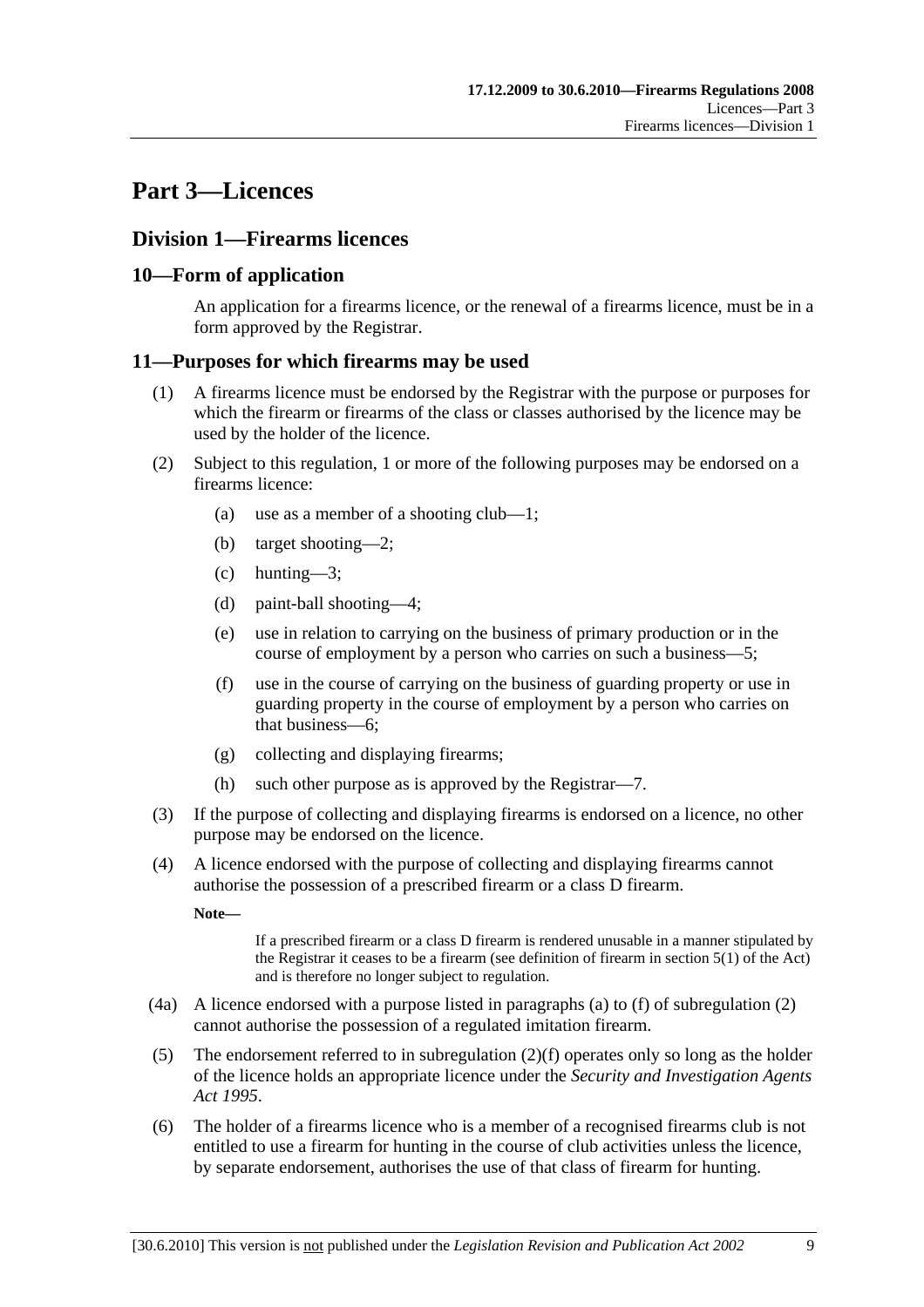# Part 3—Licences

## Division 1—Firearms licences

### 10—Form of application

An application for a firearms licence, or the renewal of a firearms licence, must be in a form approved by the Registrar.

### 11—Purposes for which firearms may be used

(1) A firearms licence must be endorsed by the Registrar with the purpose or purposes for which the firearm or firearms of the class or classes authorised by the licence may be used by the holder of the licence.

(2) Subject to this regulation, 1 or more of the following purposes may be endorsed on a firearms licence:

(a) use as a member of a shooting club—1;

(b) target shooting—2;

(c) hunting—3;

(d) paint-ball shooting—4;

(e) use in relation to carrying on the business of primary production or in the course of employment by a person who carries on such a business—5;

(f) use in the course of carrying on the business of guarding property or use in guarding property in the course of employment by a person who carries on that business—6;

(g) collecting and displaying firearms;

(h) such other purpose as is approved by the Registrar—7.

(3) If the purpose of collecting and displaying firearms is endorsed on a licence, no other purpose may be endorsed on the licence.

(4) A licence endorsed with the purpose of collecting and displaying firearms cannot authorise the possession of a prescribed firearm or a class D firearm.

**Note—**

If a prescribed firearm or a class D firearm is rendered unusable in a manner stipulated by the Registrar it ceases to be a firearm (see definition of firearm in section 5(1) of the Act) and is therefore no longer subject to regulation.

(4a) A licence endorsed with a purpose listed in paragraphs (a) to (f) of subregulation (2) cannot authorise the possession of a regulated imitation firearm.

(5) The endorsement referred to in subregulation (2)(f) operates only so long as the holder of the licence holds an appropriate licence under the *Security and Investigation Agents Act 1995*.

(6) The holder of a firearms licence who is a member of a recognised firearms club is not entitled to use a firearm for hunting in the course of club activities unless the licence, by separate endorsement, authorises the use of that class of firearm for hunting.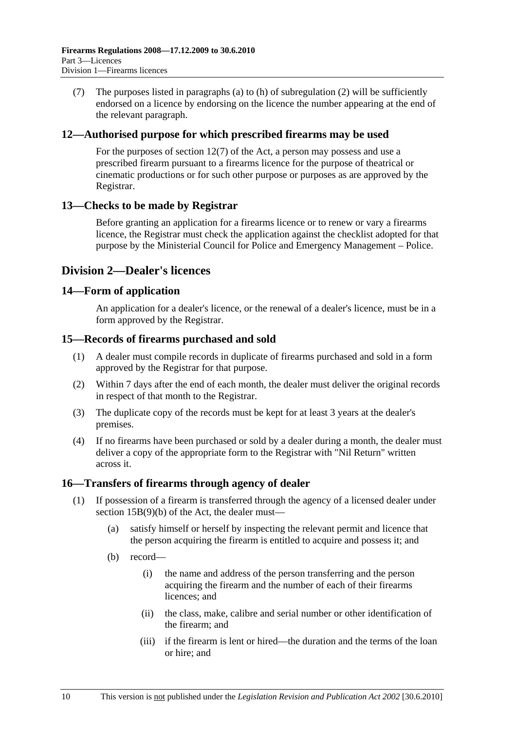(7) The purposes listed in paragraphs (a) to (h) of subregulation (2) will be sufficiently endorsed on a licence by endorsing on the licence the number appearing at the end of the relevant paragraph.

### 12—Authorised purpose for which prescribed firearms may be used

For the purposes of section 12(7) of the Act, a person may possess and use a prescribed firearm pursuant to a firearms licence for the purpose of theatrical or cinematic productions or for such other purpose or purposes as are approved by the Registrar.

### 13—Checks to be made by Registrar

Before granting an application for a firearms licence or to renew or vary a firearms licence, the Registrar must check the application against the checklist adopted for that purpose by the Ministerial Council for Police and Emergency Management – Police.

## Division 2—Dealer's licences

### 14—Form of application

An application for a dealer's licence, or the renewal of a dealer's licence, must be in a form approved by the Registrar.

### 15—Records of firearms purchased and sold

(1) A dealer must compile records in duplicate of firearms purchased and sold in a form approved by the Registrar for that purpose.

(2) Within 7 days after the end of each month, the dealer must deliver the original records in respect of that month to the Registrar.

(3) The duplicate copy of the records must be kept for at least 3 years at the dealer's premises.

(4) If no firearms have been purchased or sold by a dealer during a month, the dealer must deliver a copy of the appropriate form to the Registrar with "Nil Return" written across it.

### 16—Transfers of firearms through agency of dealer

(1) If possession of a firearm is transferred through the agency of a licensed dealer under section 15B(9)(b) of the Act, the dealer must—

- (a) satisfy himself or herself by inspecting the relevant permit and licence that the person acquiring the firearm is entitled to acquire and possess it; and
- (b) record—
  - (i) the name and address of the person transferring and the person acquiring the firearm and the number of each of their firearms licences; and
  - (ii) the class, make, calibre and serial number or other identification of the firearm; and
  - (iii) if the firearm is lent or hired—the duration and the terms of the loan or hire; and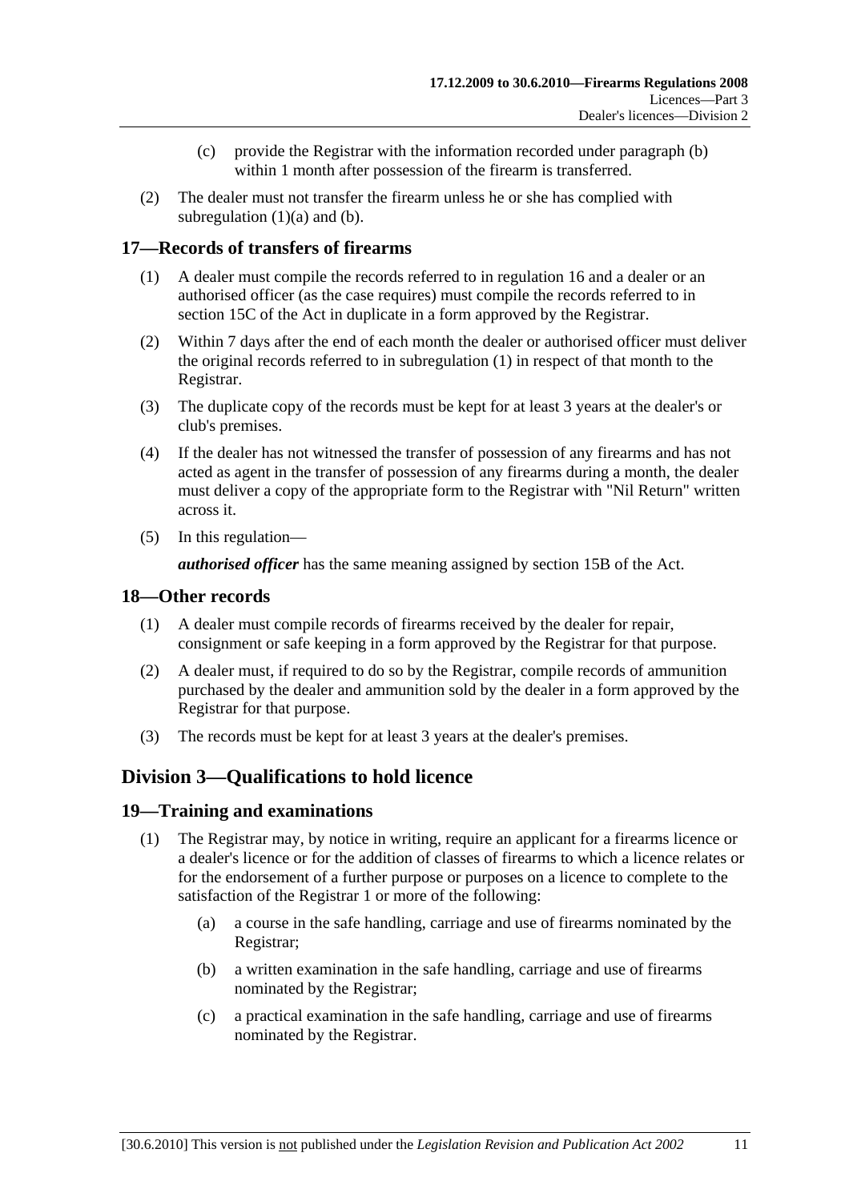(c) provide the Registrar with the information recorded under paragraph (b) within 1 month after possession of the firearm is transferred.

(2) The dealer must not transfer the firearm unless he or she has complied with subregulation (1)(a) and (b).

### 17—Records of transfers of firearms

(1) A dealer must compile the records referred to in regulation 16 and a dealer or an authorised officer (as the case requires) must compile the records referred to in section 15C of the Act in duplicate in a form approved by the Registrar.

(2) Within 7 days after the end of each month the dealer or authorised officer must deliver the original records referred to in subregulation (1) in respect of that month to the Registrar.

(3) The duplicate copy of the records must be kept for at least 3 years at the dealer's or club's premises.

(4) If the dealer has not witnessed the transfer of possession of any firearms and has not acted as agent in the transfer of possession of any firearms during a month, the dealer must deliver a copy of the appropriate form to the Registrar with "Nil Return" written across it.

(5) In this regulation—

***authorised officer*** has the same meaning assigned by section 15B of the Act.

### 18—Other records

(1) A dealer must compile records of firearms received by the dealer for repair, consignment or safe keeping in a form approved by the Registrar for that purpose.

(2) A dealer must, if required to do so by the Registrar, compile records of ammunition purchased by the dealer and ammunition sold by the dealer in a form approved by the Registrar for that purpose.

(3) The records must be kept for at least 3 years at the dealer's premises.

## Division 3—Qualifications to hold licence

### 19—Training and examinations

(1) The Registrar may, by notice in writing, require an applicant for a firearms licence or a dealer's licence or for the addition of classes of firearms to which a licence relates or for the endorsement of a further purpose or purposes on a licence to complete to the satisfaction of the Registrar 1 or more of the following:

(a) a course in the safe handling, carriage and use of firearms nominated by the Registrar;

(b) a written examination in the safe handling, carriage and use of firearms nominated by the Registrar;

(c) a practical examination in the safe handling, carriage and use of firearms nominated by the Registrar.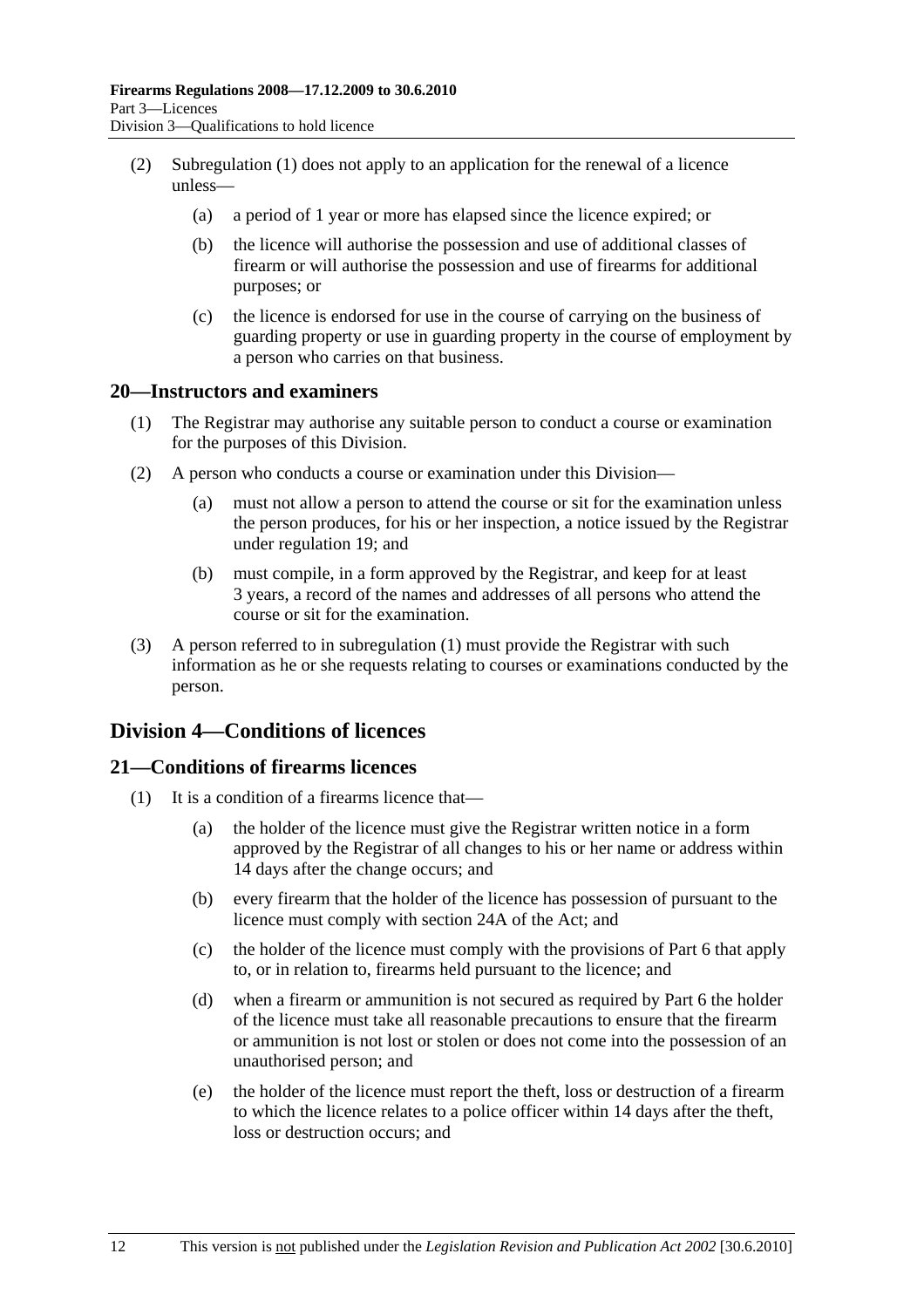(2) Subregulation (1) does not apply to an application for the renewal of a licence unless—

(a) a period of 1 year or more has elapsed since the licence expired; or

(b) the licence will authorise the possession and use of additional classes of firearm or will authorise the possession and use of firearms for additional purposes; or

(c) the licence is endorsed for use in the course of carrying on the business of guarding property or use in guarding property in the course of employment by a person who carries on that business.

## 20—Instructors and examiners

(1) The Registrar may authorise any suitable person to conduct a course or examination for the purposes of this Division.

(2) A person who conducts a course or examination under this Division—

(a) must not allow a person to attend the course or sit for the examination unless the person produces, for his or her inspection, a notice issued by the Registrar under regulation 19; and

(b) must compile, in a form approved by the Registrar, and keep for at least 3 years, a record of the names and addresses of all persons who attend the course or sit for the examination.

(3) A person referred to in subregulation (1) must provide the Registrar with such information as he or she requests relating to courses or examinations conducted by the person.

# Division 4—Conditions of licences

## 21—Conditions of firearms licences

(1) It is a condition of a firearms licence that—

(a) the holder of the licence must give the Registrar written notice in a form approved by the Registrar of all changes to his or her name or address within 14 days after the change occurs; and

(b) every firearm that the holder of the licence has possession of pursuant to the licence must comply with section 24A of the Act; and

(c) the holder of the licence must comply with the provisions of Part 6 that apply to, or in relation to, firearms held pursuant to the licence; and

(d) when a firearm or ammunition is not secured as required by Part 6 the holder of the licence must take all reasonable precautions to ensure that the firearm or ammunition is not lost or stolen or does not come into the possession of an unauthorised person; and

(e) the holder of the licence must report the theft, loss or destruction of a firearm to which the licence relates to a police officer within 14 days after the theft, loss or destruction occurs; and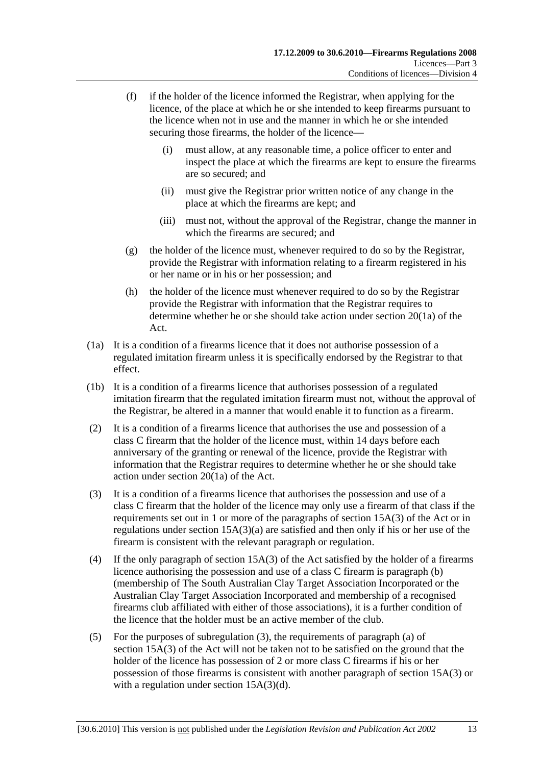(f) if the holder of the licence informed the Registrar, when applying for the licence, of the place at which he or she intended to keep firearms pursuant to the licence when not in use and the manner in which he or she intended securing those firearms, the holder of the licence—

(i) must allow, at any reasonable time, a police officer to enter and inspect the place at which the firearms are kept to ensure the firearms are so secured; and

(ii) must give the Registrar prior written notice of any change in the place at which the firearms are kept; and

(iii) must not, without the approval of the Registrar, change the manner in which the firearms are secured; and

(g) the holder of the licence must, whenever required to do so by the Registrar, provide the Registrar with information relating to a firearm registered in his or her name or in his or her possession; and

(h) the holder of the licence must whenever required to do so by the Registrar provide the Registrar with information that the Registrar requires to determine whether he or she should take action under section 20(1a) of the Act.

(1a) It is a condition of a firearms licence that it does not authorise possession of a regulated imitation firearm unless it is specifically endorsed by the Registrar to that effect.

(1b) It is a condition of a firearms licence that authorises possession of a regulated imitation firearm that the regulated imitation firearm must not, without the approval of the Registrar, be altered in a manner that would enable it to function as a firearm.

(2) It is a condition of a firearms licence that authorises the use and possession of a class C firearm that the holder of the licence must, within 14 days before each anniversary of the granting or renewal of the licence, provide the Registrar with information that the Registrar requires to determine whether he or she should take action under section 20(1a) of the Act.

(3) It is a condition of a firearms licence that authorises the possession and use of a class C firearm that the holder of the licence may only use a firearm of that class if the requirements set out in 1 or more of the paragraphs of section 15A(3) of the Act or in regulations under section 15A(3)(a) are satisfied and then only if his or her use of the firearm is consistent with the relevant paragraph or regulation.

(4) If the only paragraph of section 15A(3) of the Act satisfied by the holder of a firearms licence authorising the possession and use of a class C firearm is paragraph (b) (membership of The South Australian Clay Target Association Incorporated or the Australian Clay Target Association Incorporated and membership of a recognised firearms club affiliated with either of those associations), it is a further condition of the licence that the holder must be an active member of the club.

(5) For the purposes of subregulation (3), the requirements of paragraph (a) of section 15A(3) of the Act will not be taken not to be satisfied on the ground that the holder of the licence has possession of 2 or more class C firearms if his or her possession of those firearms is consistent with another paragraph of section 15A(3) or with a regulation under section 15A(3)(d).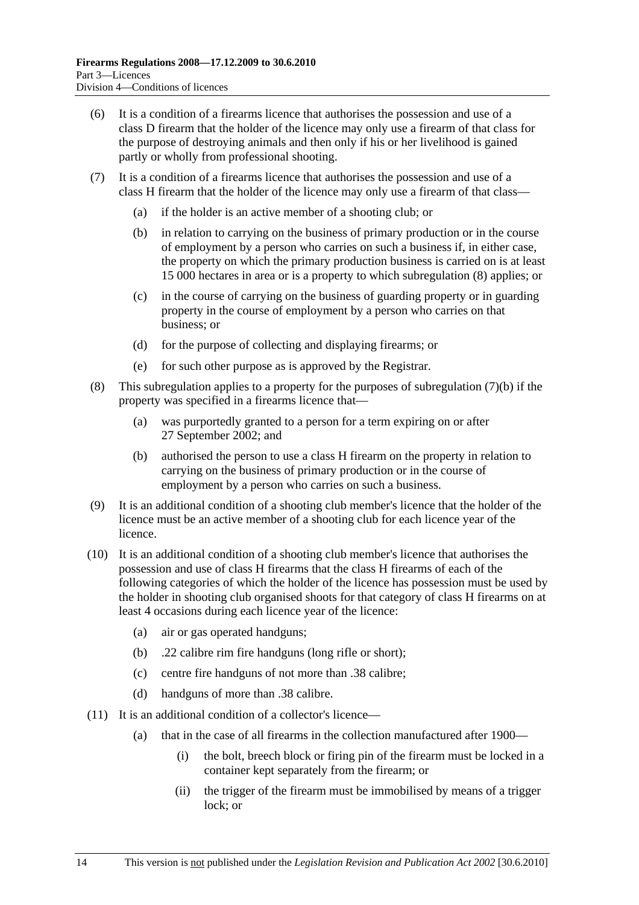(6) It is a condition of a firearms licence that authorises the possession and use of a class D firearm that the holder of the licence may only use a firearm of that class for the purpose of destroying animals and then only if his or her livelihood is gained partly or wholly from professional shooting.

(7) It is a condition of a firearms licence that authorises the possession and use of a class H firearm that the holder of the licence may only use a firearm of that class—

  (a) if the holder is an active member of a shooting club; or

  (b) in relation to carrying on the business of primary production or in the course of employment by a person who carries on such a business if, in either case, the property on which the primary production business is carried on is at least 15 000 hectares in area or is a property to which subregulation (8) applies; or

  (c) in the course of carrying on the business of guarding property or in guarding property in the course of employment by a person who carries on that business; or

  (d) for the purpose of collecting and displaying firearms; or

  (e) for such other purpose as is approved by the Registrar.

(8) This subregulation applies to a property for the purposes of subregulation (7)(b) if the property was specified in a firearms licence that—

  (a) was purportedly granted to a person for a term expiring on or after 27 September 2002; and

  (b) authorised the person to use a class H firearm on the property in relation to carrying on the business of primary production or in the course of employment by a person who carries on such a business.

(9) It is an additional condition of a shooting club member's licence that the holder of the licence must be an active member of a shooting club for each licence year of the licence.

(10) It is an additional condition of a shooting club member's licence that authorises the possession and use of class H firearms that the class H firearms of each of the following categories of which the holder of the licence has possession must be used by the holder in shooting club organised shoots for that category of class H firearms on at least 4 occasions during each licence year of the licence:

  (a) air or gas operated handguns;

  (b) .22 calibre rim fire handguns (long rifle or short);

  (c) centre fire handguns of not more than .38 calibre;

  (d) handguns of more than .38 calibre.

(11) It is an additional condition of a collector's licence—

  (a) that in the case of all firearms in the collection manufactured after 1900—

    (i) the bolt, breech block or firing pin of the firearm must be locked in a container kept separately from the firearm; or

    (ii) the trigger of the firearm must be immobilised by means of a trigger lock; or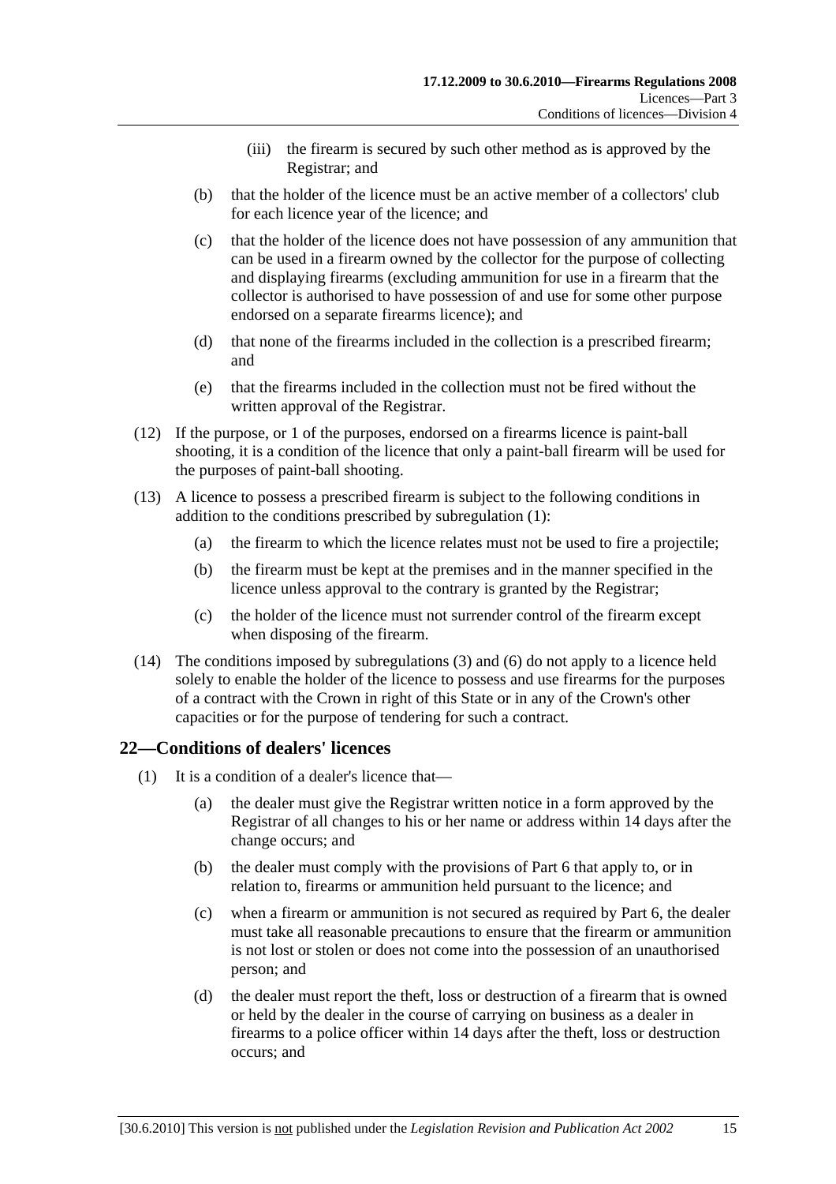(iii) the firearm is secured by such other method as is approved by the Registrar; and

(b) that the holder of the licence must be an active member of a collectors' club for each licence year of the licence; and

(c) that the holder of the licence does not have possession of any ammunition that can be used in a firearm owned by the collector for the purpose of collecting and displaying firearms (excluding ammunition for use in a firearm that the collector is authorised to have possession of and use for some other purpose endorsed on a separate firearms licence); and

(d) that none of the firearms included in the collection is a prescribed firearm; and

(e) that the firearms included in the collection must not be fired without the written approval of the Registrar.

(12) If the purpose, or 1 of the purposes, endorsed on a firearms licence is paint-ball shooting, it is a condition of the licence that only a paint-ball firearm will be used for the purposes of paint-ball shooting.

(13) A licence to possess a prescribed firearm is subject to the following conditions in addition to the conditions prescribed by subregulation (1):

(a) the firearm to which the licence relates must not be used to fire a projectile;

(b) the firearm must be kept at the premises and in the manner specified in the licence unless approval to the contrary is granted by the Registrar;

(c) the holder of the licence must not surrender control of the firearm except when disposing of the firearm.

(14) The conditions imposed by subregulations (3) and (6) do not apply to a licence held solely to enable the holder of the licence to possess and use firearms for the purposes of a contract with the Crown in right of this State or in any of the Crown's other capacities or for the purpose of tendering for such a contract.

## 22—Conditions of dealers' licences

(1) It is a condition of a dealer's licence that—

(a) the dealer must give the Registrar written notice in a form approved by the Registrar of all changes to his or her name or address within 14 days after the change occurs; and

(b) the dealer must comply with the provisions of Part 6 that apply to, or in relation to, firearms or ammunition held pursuant to the licence; and

(c) when a firearm or ammunition is not secured as required by Part 6, the dealer must take all reasonable precautions to ensure that the firearm or ammunition is not lost or stolen or does not come into the possession of an unauthorised person; and

(d) the dealer must report the theft, loss or destruction of a firearm that is owned or held by the dealer in the course of carrying on business as a dealer in firearms to a police officer within 14 days after the theft, loss or destruction occurs; and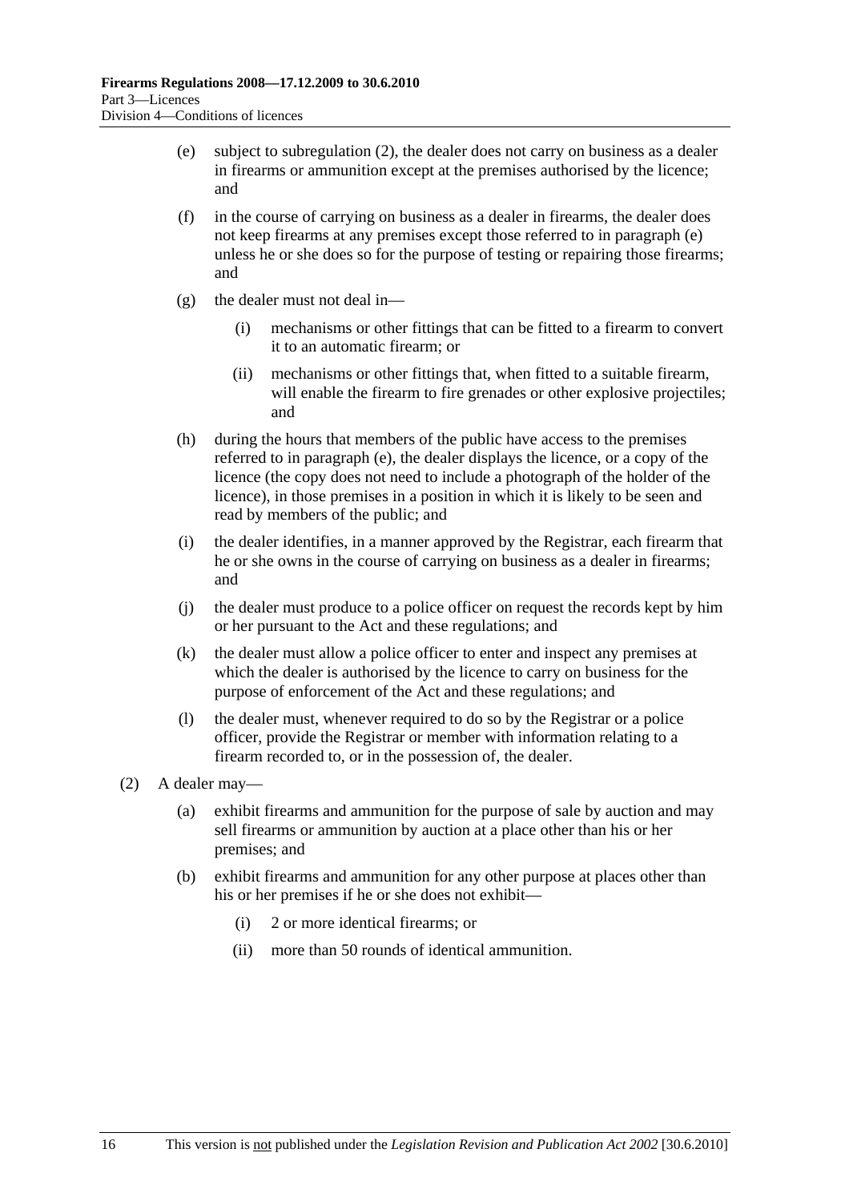(e) subject to subregulation (2), the dealer does not carry on business as a dealer in firearms or ammunition except at the premises authorised by the licence; and

(f) in the course of carrying on business as a dealer in firearms, the dealer does not keep firearms at any premises except those referred to in paragraph (e) unless he or she does so for the purpose of testing or repairing those firearms; and

(g) the dealer must not deal in—

  (i) mechanisms or other fittings that can be fitted to a firearm to convert it to an automatic firearm; or

  (ii) mechanisms or other fittings that, when fitted to a suitable firearm, will enable the firearm to fire grenades or other explosive projectiles; and

(h) during the hours that members of the public have access to the premises referred to in paragraph (e), the dealer displays the licence, or a copy of the licence (the copy does not need to include a photograph of the holder of the licence), in those premises in a position in which it is likely to be seen and read by members of the public; and

(i) the dealer identifies, in a manner approved by the Registrar, each firearm that he or she owns in the course of carrying on business as a dealer in firearms; and

(j) the dealer must produce to a police officer on request the records kept by him or her pursuant to the Act and these regulations; and

(k) the dealer must allow a police officer to enter and inspect any premises at which the dealer is authorised by the licence to carry on business for the purpose of enforcement of the Act and these regulations; and

(l) the dealer must, whenever required to do so by the Registrar or a police officer, provide the Registrar or member with information relating to a firearm recorded to, or in the possession of, the dealer.

(2) A dealer may—

(a) exhibit firearms and ammunition for the purpose of sale by auction and may sell firearms or ammunition by auction at a place other than his or her premises; and

(b) exhibit firearms and ammunition for any other purpose at places other than his or her premises if he or she does not exhibit—

  (i) 2 or more identical firearms; or

  (ii) more than 50 rounds of identical ammunition.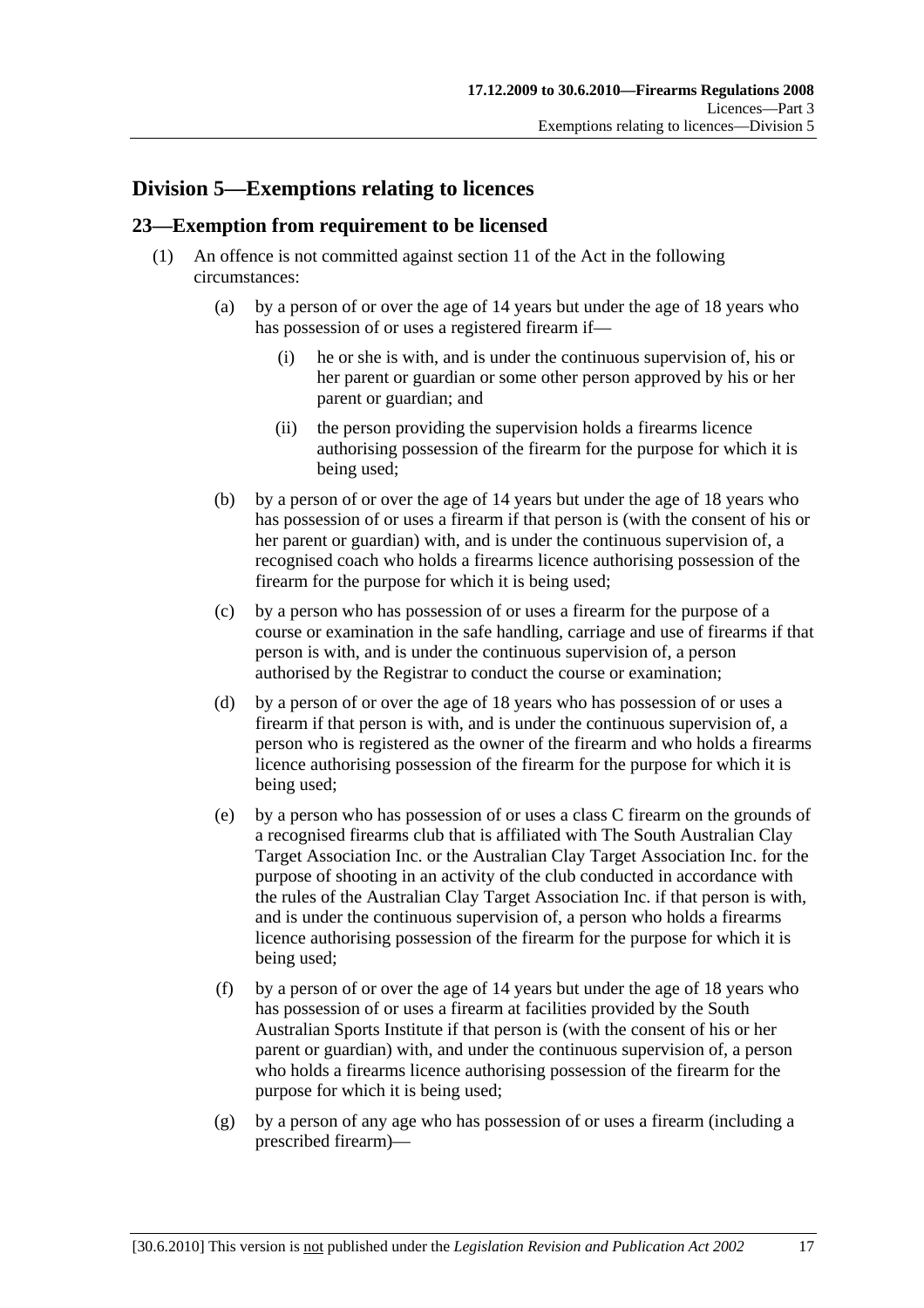## Division 5—Exemptions relating to licences

### 23—Exemption from requirement to be licensed

(1) An offence is not committed against section 11 of the Act in the following circumstances:

(a) by a person of or over the age of 14 years but under the age of 18 years who has possession of or uses a registered firearm if—

(i) he or she is with, and is under the continuous supervision of, his or her parent or guardian or some other person approved by his or her parent or guardian; and

(ii) the person providing the supervision holds a firearms licence authorising possession of the firearm for the purpose for which it is being used;

(b) by a person of or over the age of 14 years but under the age of 18 years who has possession of or uses a firearm if that person is (with the consent of his or her parent or guardian) with, and is under the continuous supervision of, a recognised coach who holds a firearms licence authorising possession of the firearm for the purpose for which it is being used;

(c) by a person who has possession of or uses a firearm for the purpose of a course or examination in the safe handling, carriage and use of firearms if that person is with, and is under the continuous supervision of, a person authorised by the Registrar to conduct the course or examination;

(d) by a person of or over the age of 18 years who has possession of or uses a firearm if that person is with, and is under the continuous supervision of, a person who is registered as the owner of the firearm and who holds a firearms licence authorising possession of the firearm for the purpose for which it is being used;

(e) by a person who has possession of or uses a class C firearm on the grounds of a recognised firearms club that is affiliated with The South Australian Clay Target Association Inc. or the Australian Clay Target Association Inc. for the purpose of shooting in an activity of the club conducted in accordance with the rules of the Australian Clay Target Association Inc. if that person is with, and is under the continuous supervision of, a person who holds a firearms licence authorising possession of the firearm for the purpose for which it is being used;

(f) by a person of or over the age of 14 years but under the age of 18 years who has possession of or uses a firearm at facilities provided by the South Australian Sports Institute if that person is (with the consent of his or her parent or guardian) with, and under the continuous supervision of, a person who holds a firearms licence authorising possession of the firearm for the purpose for which it is being used;

(g) by a person of any age who has possession of or uses a firearm (including a prescribed firearm)—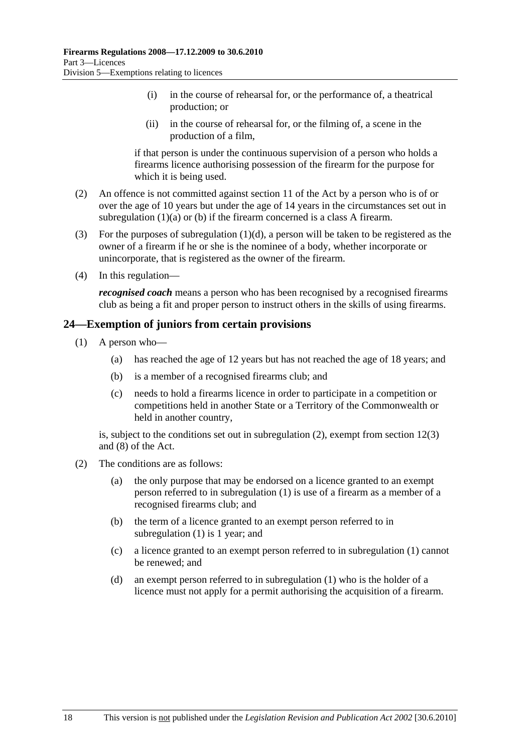(i) in the course of rehearsal for, or the performance of, a theatrical production; or

(ii) in the course of rehearsal for, or the filming of, a scene in the production of a film,

if that person is under the continuous supervision of a person who holds a firearms licence authorising possession of the firearm for the purpose for which it is being used.

(2) An offence is not committed against section 11 of the Act by a person who is of or over the age of 10 years but under the age of 14 years in the circumstances set out in subregulation (1)(a) or (b) if the firearm concerned is a class A firearm.

(3) For the purposes of subregulation (1)(d), a person will be taken to be registered as the owner of a firearm if he or she is the nominee of a body, whether incorporate or unincorporate, that is registered as the owner of the firearm.

(4) In this regulation—

***recognised coach*** means a person who has been recognised by a recognised firearms club as being a fit and proper person to instruct others in the skills of using firearms.

## 24—Exemption of juniors from certain provisions

(1) A person who—

(a) has reached the age of 12 years but has not reached the age of 18 years; and

(b) is a member of a recognised firearms club; and

(c) needs to hold a firearms licence in order to participate in a competition or competitions held in another State or a Territory of the Commonwealth or held in another country,

is, subject to the conditions set out in subregulation (2), exempt from section 12(3) and (8) of the Act.

(2) The conditions are as follows:

(a) the only purpose that may be endorsed on a licence granted to an exempt person referred to in subregulation (1) is use of a firearm as a member of a recognised firearms club; and

(b) the term of a licence granted to an exempt person referred to in subregulation (1) is 1 year; and

(c) a licence granted to an exempt person referred to in subregulation (1) cannot be renewed; and

(d) an exempt person referred to in subregulation (1) who is the holder of a licence must not apply for a permit authorising the acquisition of a firearm.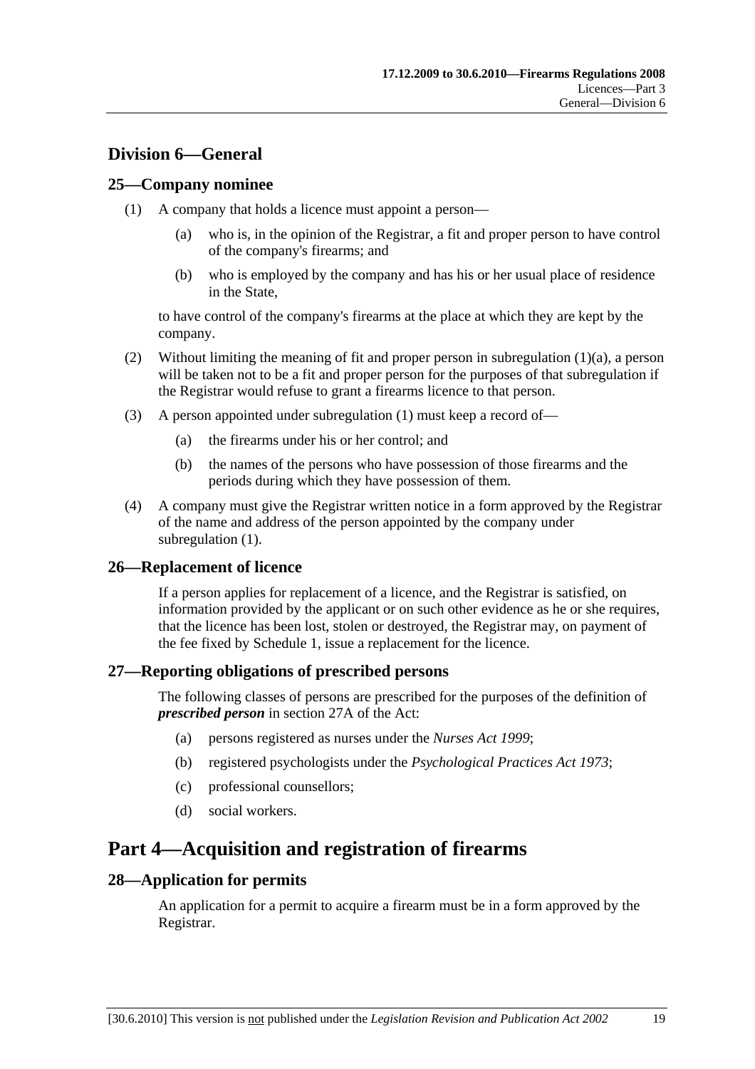## Division 6—General

### 25—Company nominee

(1) A company that holds a licence must appoint a person—

(a) who is, in the opinion of the Registrar, a fit and proper person to have control of the company's firearms; and

(b) who is employed by the company and has his or her usual place of residence in the State,

to have control of the company's firearms at the place at which they are kept by the company.

(2) Without limiting the meaning of fit and proper person in subregulation (1)(a), a person will be taken not to be a fit and proper person for the purposes of that subregulation if the Registrar would refuse to grant a firearms licence to that person.

(3) A person appointed under subregulation (1) must keep a record of—

(a) the firearms under his or her control; and

(b) the names of the persons who have possession of those firearms and the periods during which they have possession of them.

(4) A company must give the Registrar written notice in a form approved by the Registrar of the name and address of the person appointed by the company under subregulation (1).

### 26—Replacement of licence

If a person applies for replacement of a licence, and the Registrar is satisfied, on information provided by the applicant or on such other evidence as he or she requires, that the licence has been lost, stolen or destroyed, the Registrar may, on payment of the fee fixed by Schedule 1, issue a replacement for the licence.

### 27—Reporting obligations of prescribed persons

The following classes of persons are prescribed for the purposes of the definition of ***prescribed person*** in section 27A of the Act:

(a) persons registered as nurses under the *Nurses Act 1999*;

(b) registered psychologists under the *Psychological Practices Act 1973*;

(c) professional counsellors;

(d) social workers.

# Part 4—Acquisition and registration of firearms

### 28—Application for permits

An application for a permit to acquire a firearm must be in a form approved by the Registrar.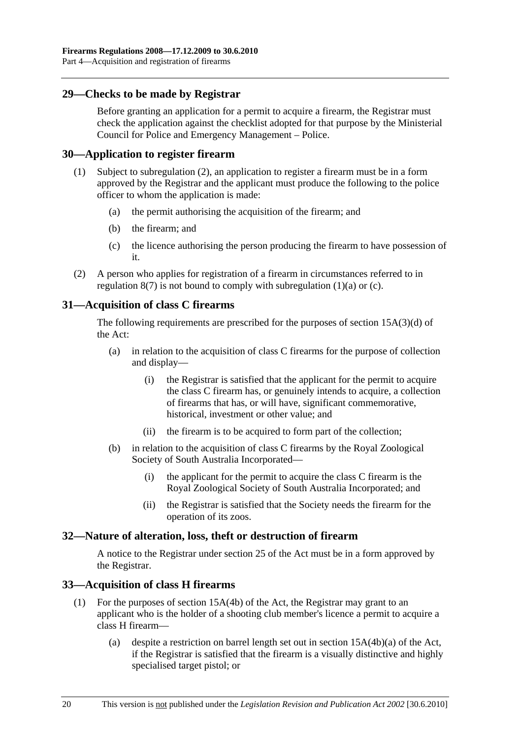## 29—Checks to be made by Registrar

Before granting an application for a permit to acquire a firearm, the Registrar must check the application against the checklist adopted for that purpose by the Ministerial Council for Police and Emergency Management – Police.

## 30—Application to register firearm

(1) Subject to subregulation (2), an application to register a firearm must be in a form approved by the Registrar and the applicant must produce the following to the police officer to whom the application is made:

(a) the permit authorising the acquisition of the firearm; and

(b) the firearm; and

(c) the licence authorising the person producing the firearm to have possession of it.

(2) A person who applies for registration of a firearm in circumstances referred to in regulation 8(7) is not bound to comply with subregulation (1)(a) or (c).

## 31—Acquisition of class C firearms

The following requirements are prescribed for the purposes of section 15A(3)(d) of the Act:

(a) in relation to the acquisition of class C firearms for the purpose of collection and display—

(i) the Registrar is satisfied that the applicant for the permit to acquire the class C firearm has, or genuinely intends to acquire, a collection of firearms that has, or will have, significant commemorative, historical, investment or other value; and

(ii) the firearm is to be acquired to form part of the collection;

(b) in relation to the acquisition of class C firearms by the Royal Zoological Society of South Australia Incorporated—

(i) the applicant for the permit to acquire the class C firearm is the Royal Zoological Society of South Australia Incorporated; and

(ii) the Registrar is satisfied that the Society needs the firearm for the operation of its zoos.

## 32—Nature of alteration, loss, theft or destruction of firearm

A notice to the Registrar under section 25 of the Act must be in a form approved by the Registrar.

## 33—Acquisition of class H firearms

(1) For the purposes of section 15A(4b) of the Act, the Registrar may grant to an applicant who is the holder of a shooting club member's licence a permit to acquire a class H firearm—

(a) despite a restriction on barrel length set out in section 15A(4b)(a) of the Act, if the Registrar is satisfied that the firearm is a visually distinctive and highly specialised target pistol; or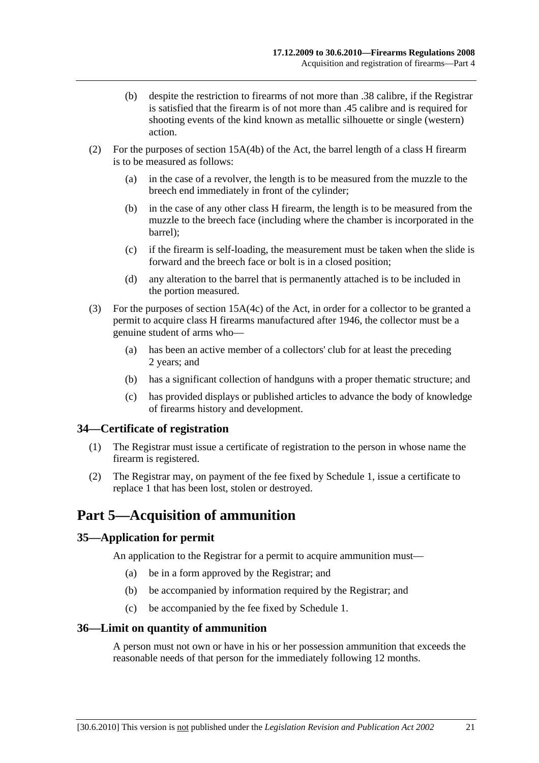(b) despite the restriction to firearms of not more than .38 calibre, if the Registrar is satisfied that the firearm is of not more than .45 calibre and is required for shooting events of the kind known as metallic silhouette or single (western) action.

(2) For the purposes of section 15A(4b) of the Act, the barrel length of a class H firearm is to be measured as follows:

(a) in the case of a revolver, the length is to be measured from the muzzle to the breech end immediately in front of the cylinder;

(b) in the case of any other class H firearm, the length is to be measured from the muzzle to the breech face (including where the chamber is incorporated in the barrel);

(c) if the firearm is self-loading, the measurement must be taken when the slide is forward and the breech face or bolt is in a closed position;

(d) any alteration to the barrel that is permanently attached is to be included in the portion measured.

(3) For the purposes of section 15A(4c) of the Act, in order for a collector to be granted a permit to acquire class H firearms manufactured after 1946, the collector must be a genuine student of arms who—

(a) has been an active member of a collectors' club for at least the preceding 2 years; and

(b) has a significant collection of handguns with a proper thematic structure; and

(c) has provided displays or published articles to advance the body of knowledge of firearms history and development.

### 34—Certificate of registration

(1) The Registrar must issue a certificate of registration to the person in whose name the firearm is registered.

(2) The Registrar may, on payment of the fee fixed by Schedule 1, issue a certificate to replace 1 that has been lost, stolen or destroyed.

## Part 5—Acquisition of ammunition

### 35—Application for permit

An application to the Registrar for a permit to acquire ammunition must—

(a) be in a form approved by the Registrar; and

(b) be accompanied by information required by the Registrar; and

(c) be accompanied by the fee fixed by Schedule 1.

### 36—Limit on quantity of ammunition

A person must not own or have in his or her possession ammunition that exceeds the reasonable needs of that person for the immediately following 12 months.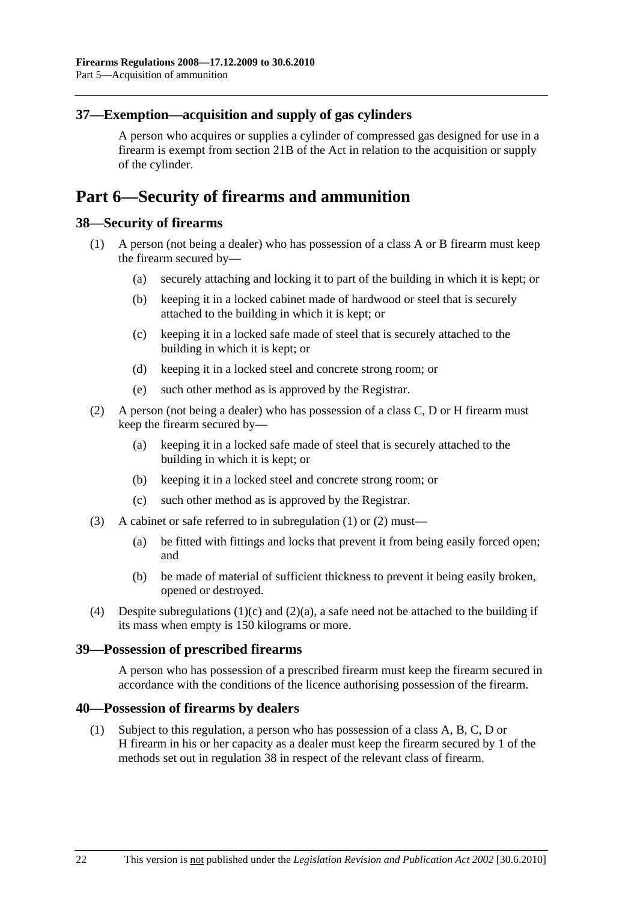### 37—Exemption—acquisition and supply of gas cylinders

A person who acquires or supplies a cylinder of compressed gas designed for use in a firearm is exempt from section 21B of the Act in relation to the acquisition or supply of the cylinder.

## Part 6—Security of firearms and ammunition

### 38—Security of firearms

(1) A person (not being a dealer) who has possession of a class A or B firearm must keep the firearm secured by—

(a) securely attaching and locking it to part of the building in which it is kept; or

(b) keeping it in a locked cabinet made of hardwood or steel that is securely attached to the building in which it is kept; or

(c) keeping it in a locked safe made of steel that is securely attached to the building in which it is kept; or

(d) keeping it in a locked steel and concrete strong room; or

(e) such other method as is approved by the Registrar.

(2) A person (not being a dealer) who has possession of a class C, D or H firearm must keep the firearm secured by—

(a) keeping it in a locked safe made of steel that is securely attached to the building in which it is kept; or

(b) keeping it in a locked steel and concrete strong room; or

(c) such other method as is approved by the Registrar.

(3) A cabinet or safe referred to in subregulation (1) or (2) must—

(a) be fitted with fittings and locks that prevent it from being easily forced open; and

(b) be made of material of sufficient thickness to prevent it being easily broken, opened or destroyed.

(4) Despite subregulations (1)(c) and (2)(a), a safe need not be attached to the building if its mass when empty is 150 kilograms or more.

### 39—Possession of prescribed firearms

A person who has possession of a prescribed firearm must keep the firearm secured in accordance with the conditions of the licence authorising possession of the firearm.

### 40—Possession of firearms by dealers

(1) Subject to this regulation, a person who has possession of a class A, B, C, D or H firearm in his or her capacity as a dealer must keep the firearm secured by 1 of the methods set out in regulation 38 in respect of the relevant class of firearm.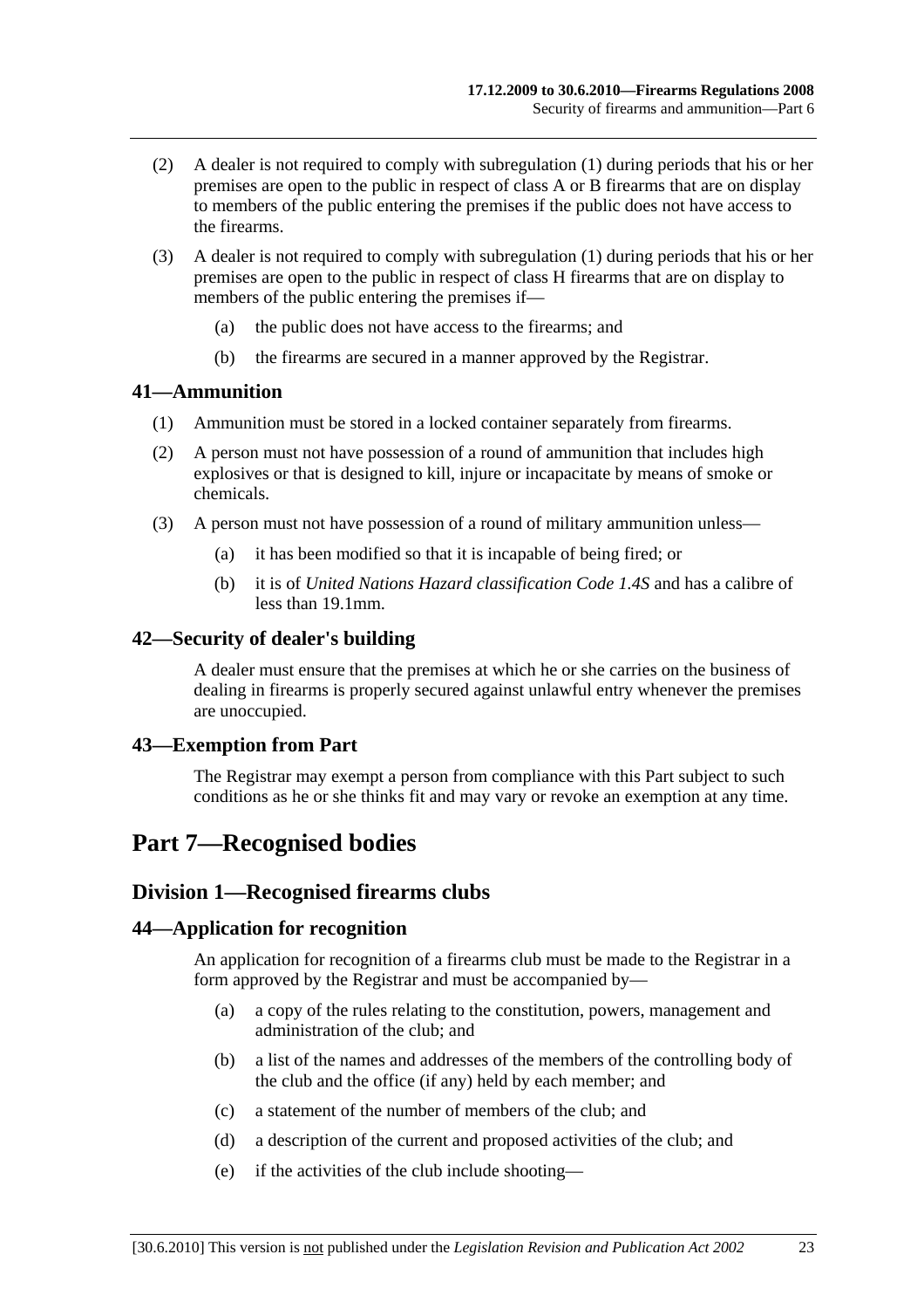(2) A dealer is not required to comply with subregulation (1) during periods that his or her premises are open to the public in respect of class A or B firearms that are on display to members of the public entering the premises if the public does not have access to the firearms.

(3) A dealer is not required to comply with subregulation (1) during periods that his or her premises are open to the public in respect of class H firearms that are on display to members of the public entering the premises if—

(a) the public does not have access to the firearms; and

(b) the firearms are secured in a manner approved by the Registrar.

### 41—Ammunition

(1) Ammunition must be stored in a locked container separately from firearms.

(2) A person must not have possession of a round of ammunition that includes high explosives or that is designed to kill, injure or incapacitate by means of smoke or chemicals.

(3) A person must not have possession of a round of military ammunition unless—

(a) it has been modified so that it is incapable of being fired; or

(b) it is of *United Nations Hazard classification Code 1.4S* and has a calibre of less than 19.1mm.

### 42—Security of dealer's building

A dealer must ensure that the premises at which he or she carries on the business of dealing in firearms is properly secured against unlawful entry whenever the premises are unoccupied.

### 43—Exemption from Part

The Registrar may exempt a person from compliance with this Part subject to such conditions as he or she thinks fit and may vary or revoke an exemption at any time.

# Part 7—Recognised bodies

## Division 1—Recognised firearms clubs

### 44—Application for recognition

An application for recognition of a firearms club must be made to the Registrar in a form approved by the Registrar and must be accompanied by—

(a) a copy of the rules relating to the constitution, powers, management and administration of the club; and

(b) a list of the names and addresses of the members of the controlling body of the club and the office (if any) held by each member; and

(c) a statement of the number of members of the club; and

(d) a description of the current and proposed activities of the club; and

(e) if the activities of the club include shooting—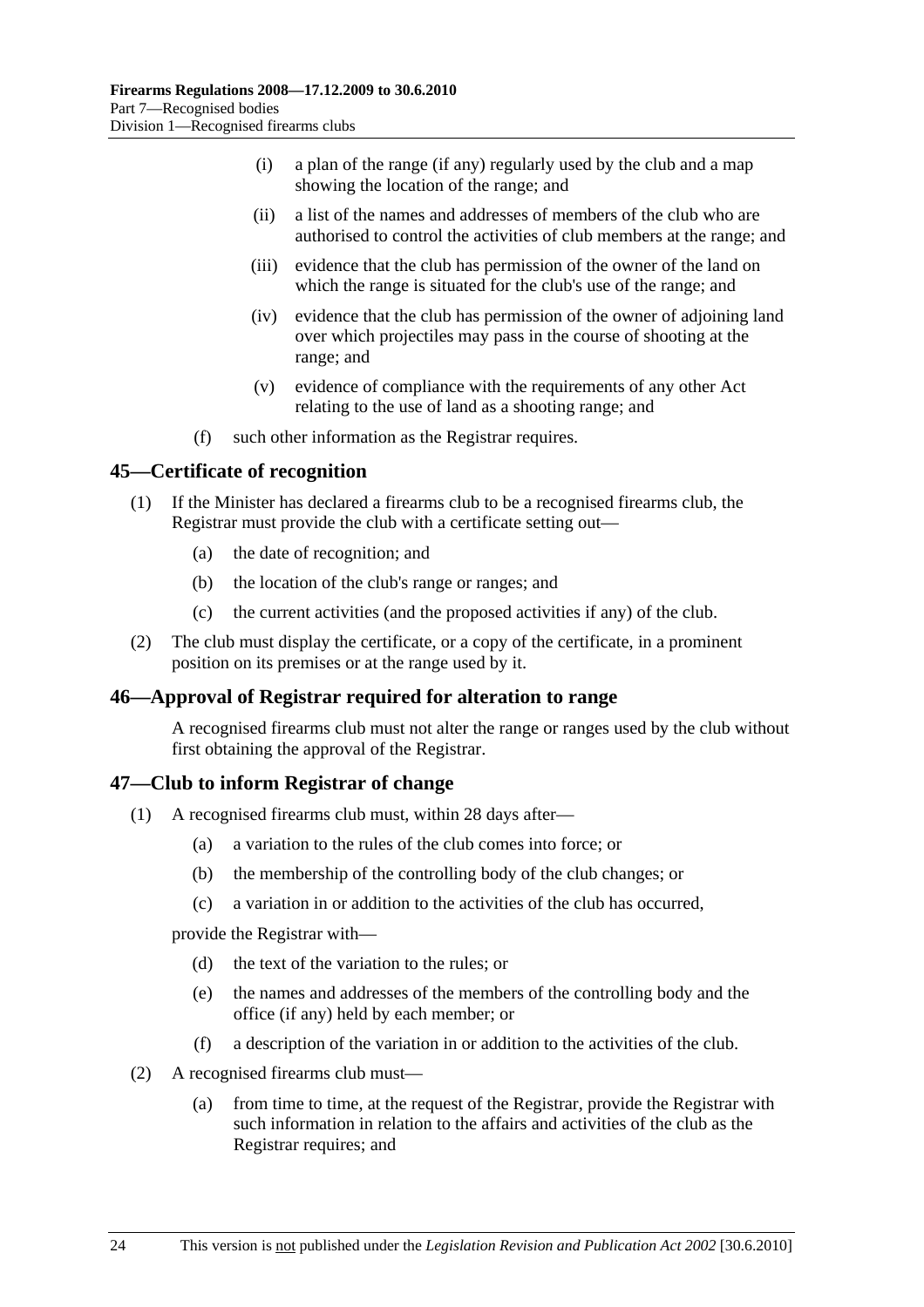(i) a plan of the range (if any) regularly used by the club and a map showing the location of the range; and

(ii) a list of the names and addresses of members of the club who are authorised to control the activities of club members at the range; and

(iii) evidence that the club has permission of the owner of the land on which the range is situated for the club's use of the range; and

(iv) evidence that the club has permission of the owner of adjoining land over which projectiles may pass in the course of shooting at the range; and

(v) evidence of compliance with the requirements of any other Act relating to the use of land as a shooting range; and

(f) such other information as the Registrar requires.

## 45—Certificate of recognition

(1) If the Minister has declared a firearms club to be a recognised firearms club, the Registrar must provide the club with a certificate setting out—

(a) the date of recognition; and

(b) the location of the club's range or ranges; and

(c) the current activities (and the proposed activities if any) of the club.

(2) The club must display the certificate, or a copy of the certificate, in a prominent position on its premises or at the range used by it.

## 46—Approval of Registrar required for alteration to range

A recognised firearms club must not alter the range or ranges used by the club without first obtaining the approval of the Registrar.

## 47—Club to inform Registrar of change

(1) A recognised firearms club must, within 28 days after—

(a) a variation to the rules of the club comes into force; or

(b) the membership of the controlling body of the club changes; or

(c) a variation in or addition to the activities of the club has occurred,

provide the Registrar with—

(d) the text of the variation to the rules; or

(e) the names and addresses of the members of the controlling body and the office (if any) held by each member; or

(f) a description of the variation in or addition to the activities of the club.

(2) A recognised firearms club must—

(a) from time to time, at the request of the Registrar, provide the Registrar with such information in relation to the affairs and activities of the club as the Registrar requires; and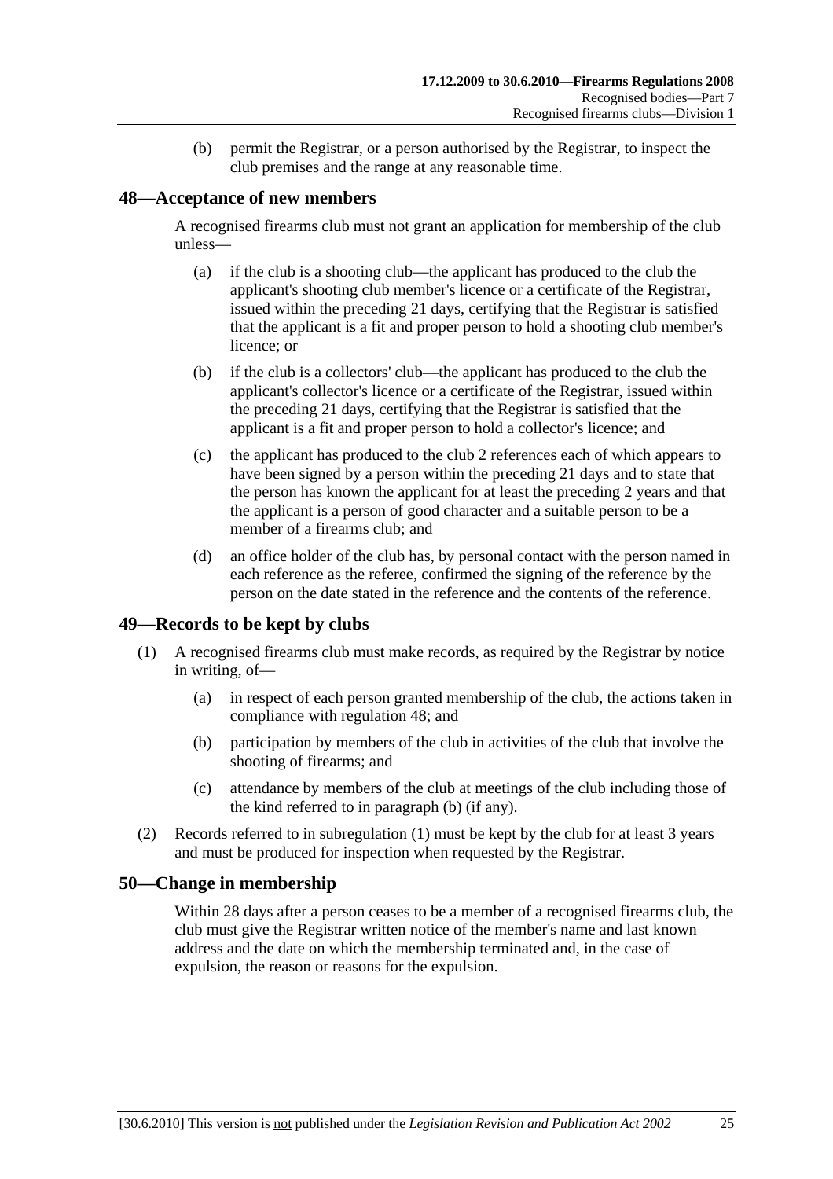(b) permit the Registrar, or a person authorised by the Registrar, to inspect the club premises and the range at any reasonable time.

## 48—Acceptance of new members

A recognised firearms club must not grant an application for membership of the club unless—

(a) if the club is a shooting club—the applicant has produced to the club the applicant's shooting club member's licence or a certificate of the Registrar, issued within the preceding 21 days, certifying that the Registrar is satisfied that the applicant is a fit and proper person to hold a shooting club member's licence; or

(b) if the club is a collectors' club—the applicant has produced to the club the applicant's collector's licence or a certificate of the Registrar, issued within the preceding 21 days, certifying that the Registrar is satisfied that the applicant is a fit and proper person to hold a collector's licence; and

(c) the applicant has produced to the club 2 references each of which appears to have been signed by a person within the preceding 21 days and to state that the person has known the applicant for at least the preceding 2 years and that the applicant is a person of good character and a suitable person to be a member of a firearms club; and

(d) an office holder of the club has, by personal contact with the person named in each reference as the referee, confirmed the signing of the reference by the person on the date stated in the reference and the contents of the reference.

## 49—Records to be kept by clubs

(1) A recognised firearms club must make records, as required by the Registrar by notice in writing, of—

(a) in respect of each person granted membership of the club, the actions taken in compliance with regulation 48; and

(b) participation by members of the club in activities of the club that involve the shooting of firearms; and

(c) attendance by members of the club at meetings of the club including those of the kind referred to in paragraph (b) (if any).

(2) Records referred to in subregulation (1) must be kept by the club for at least 3 years and must be produced for inspection when requested by the Registrar.

## 50—Change in membership

Within 28 days after a person ceases to be a member of a recognised firearms club, the club must give the Registrar written notice of the member's name and last known address and the date on which the membership terminated and, in the case of expulsion, the reason or reasons for the expulsion.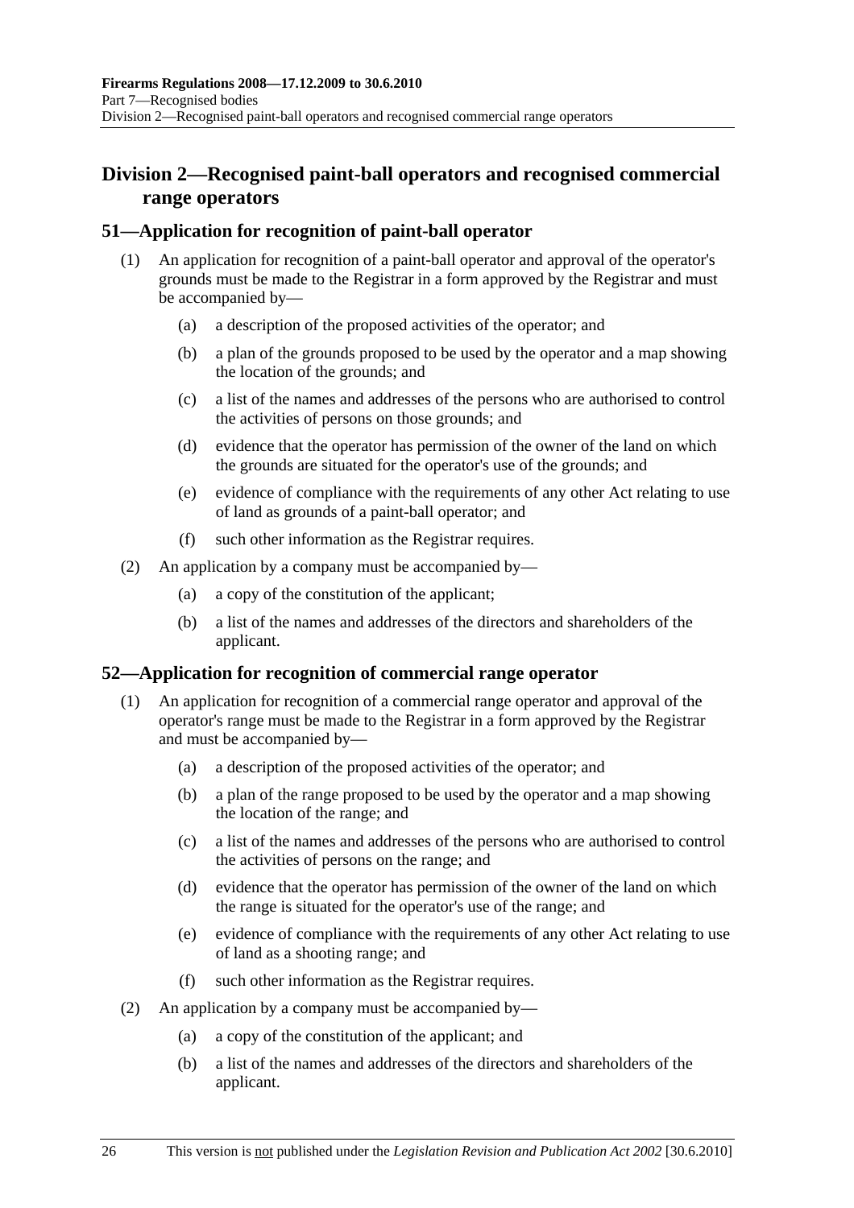## Division 2—Recognised paint-ball operators and recognised commercial range operators

### 51—Application for recognition of paint-ball operator

(1) An application for recognition of a paint-ball operator and approval of the operator's grounds must be made to the Registrar in a form approved by the Registrar and must be accompanied by—

(a) a description of the proposed activities of the operator; and

(b) a plan of the grounds proposed to be used by the operator and a map showing the location of the grounds; and

(c) a list of the names and addresses of the persons who are authorised to control the activities of persons on those grounds; and

(d) evidence that the operator has permission of the owner of the land on which the grounds are situated for the operator's use of the grounds; and

(e) evidence of compliance with the requirements of any other Act relating to use of land as grounds of a paint-ball operator; and

(f) such other information as the Registrar requires.

(2) An application by a company must be accompanied by—

(a) a copy of the constitution of the applicant;

(b) a list of the names and addresses of the directors and shareholders of the applicant.

### 52—Application for recognition of commercial range operator

(1) An application for recognition of a commercial range operator and approval of the operator's range must be made to the Registrar in a form approved by the Registrar and must be accompanied by—

(a) a description of the proposed activities of the operator; and

(b) a plan of the range proposed to be used by the operator and a map showing the location of the range; and

(c) a list of the names and addresses of the persons who are authorised to control the activities of persons on the range; and

(d) evidence that the operator has permission of the owner of the land on which the range is situated for the operator's use of the range; and

(e) evidence of compliance with the requirements of any other Act relating to use of land as a shooting range; and

(f) such other information as the Registrar requires.

(2) An application by a company must be accompanied by—

(a) a copy of the constitution of the applicant; and

(b) a list of the names and addresses of the directors and shareholders of the applicant.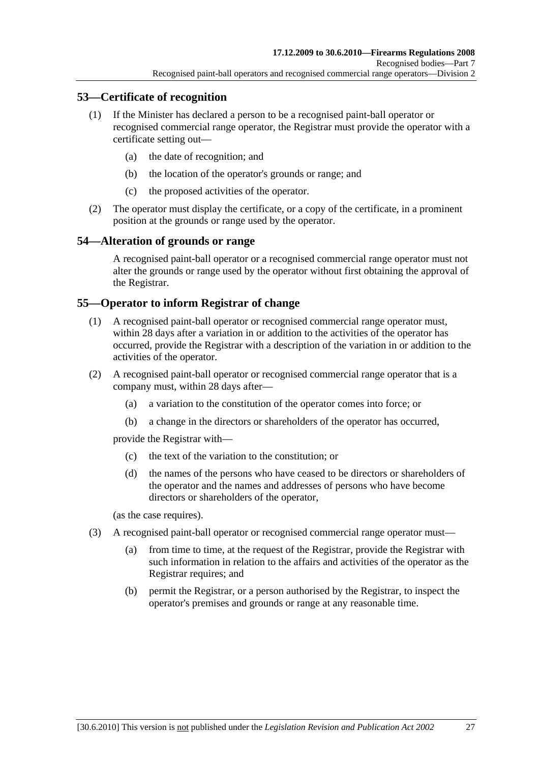## 53—Certificate of recognition

(1) If the Minister has declared a person to be a recognised paint-ball operator or recognised commercial range operator, the Registrar must provide the operator with a certificate setting out—

(a) the date of recognition; and

(b) the location of the operator's grounds or range; and

(c) the proposed activities of the operator.

(2) The operator must display the certificate, or a copy of the certificate, in a prominent position at the grounds or range used by the operator.

## 54—Alteration of grounds or range

A recognised paint-ball operator or a recognised commercial range operator must not alter the grounds or range used by the operator without first obtaining the approval of the Registrar.

## 55—Operator to inform Registrar of change

(1) A recognised paint-ball operator or recognised commercial range operator must, within 28 days after a variation in or addition to the activities of the operator has occurred, provide the Registrar with a description of the variation in or addition to the activities of the operator.

(2) A recognised paint-ball operator or recognised commercial range operator that is a company must, within 28 days after—

(a) a variation to the constitution of the operator comes into force; or

(b) a change in the directors or shareholders of the operator has occurred,

provide the Registrar with—

(c) the text of the variation to the constitution; or

(d) the names of the persons who have ceased to be directors or shareholders of the operator and the names and addresses of persons who have become directors or shareholders of the operator,

(as the case requires).

(3) A recognised paint-ball operator or recognised commercial range operator must—

(a) from time to time, at the request of the Registrar, provide the Registrar with such information in relation to the affairs and activities of the operator as the Registrar requires; and

(b) permit the Registrar, or a person authorised by the Registrar, to inspect the operator's premises and grounds or range at any reasonable time.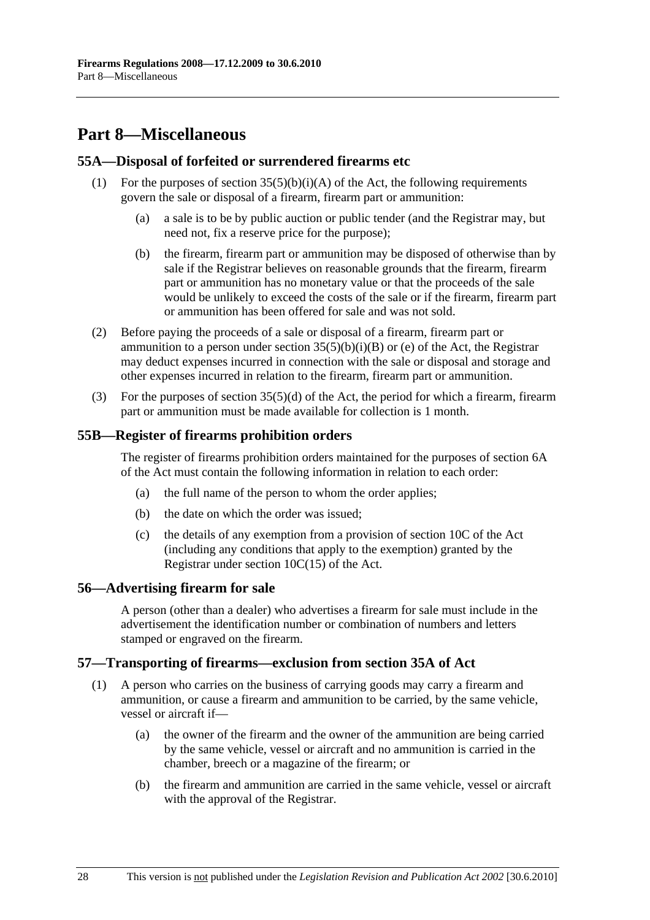# Part 8—Miscellaneous

## 55A—Disposal of forfeited or surrendered firearms etc

(1) For the purposes of section 35(5)(b)(i)(A) of the Act, the following requirements govern the sale or disposal of a firearm, firearm part or ammunition:

- (a) a sale is to be by public auction or public tender (and the Registrar may, but need not, fix a reserve price for the purpose);
- (b) the firearm, firearm part or ammunition may be disposed of otherwise than by sale if the Registrar believes on reasonable grounds that the firearm, firearm part or ammunition has no monetary value or that the proceeds of the sale would be unlikely to exceed the costs of the sale or if the firearm, firearm part or ammunition has been offered for sale and was not sold.

(2) Before paying the proceeds of a sale or disposal of a firearm, firearm part or ammunition to a person under section 35(5)(b)(i)(B) or (e) of the Act, the Registrar may deduct expenses incurred in connection with the sale or disposal and storage and other expenses incurred in relation to the firearm, firearm part or ammunition.

(3) For the purposes of section 35(5)(d) of the Act, the period for which a firearm, firearm part or ammunition must be made available for collection is 1 month.

## 55B—Register of firearms prohibition orders

The register of firearms prohibition orders maintained for the purposes of section 6A of the Act must contain the following information in relation to each order:

- (a) the full name of the person to whom the order applies;
- (b) the date on which the order was issued;
- (c) the details of any exemption from a provision of section 10C of the Act (including any conditions that apply to the exemption) granted by the Registrar under section 10C(15) of the Act.

## 56—Advertising firearm for sale

A person (other than a dealer) who advertises a firearm for sale must include in the advertisement the identification number or combination of numbers and letters stamped or engraved on the firearm.

## 57—Transporting of firearms—exclusion from section 35A of Act

(1) A person who carries on the business of carrying goods may carry a firearm and ammunition, or cause a firearm and ammunition to be carried, by the same vehicle, vessel or aircraft if—

- (a) the owner of the firearm and the owner of the ammunition are being carried by the same vehicle, vessel or aircraft and no ammunition is carried in the chamber, breech or a magazine of the firearm; or
- (b) the firearm and ammunition are carried in the same vehicle, vessel or aircraft with the approval of the Registrar.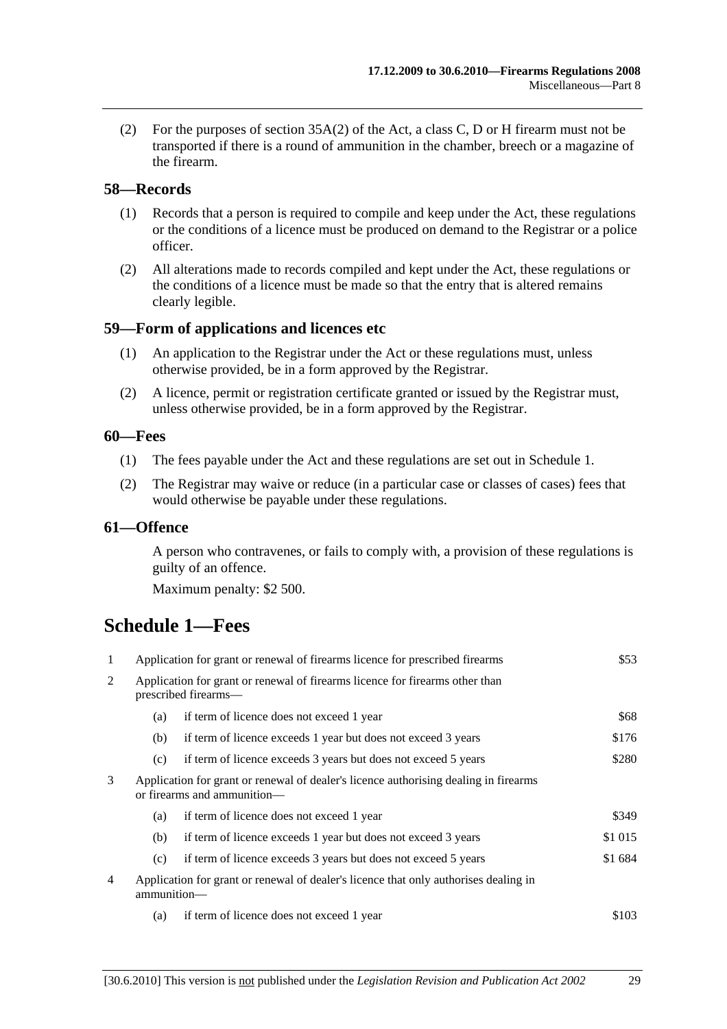(2) For the purposes of section 35A(2) of the Act, a class C, D or H firearm must not be transported if there is a round of ammunition in the chamber, breech or a magazine of the firearm.

## 58—Records

(1) Records that a person is required to compile and keep under the Act, these regulations or the conditions of a licence must be produced on demand to the Registrar or a police officer.

(2) All alterations made to records compiled and kept under the Act, these regulations or the conditions of a licence must be made so that the entry that is altered remains clearly legible.

## 59—Form of applications and licences etc

(1) An application to the Registrar under the Act or these regulations must, unless otherwise provided, be in a form approved by the Registrar.

(2) A licence, permit or registration certificate granted or issued by the Registrar must, unless otherwise provided, be in a form approved by the Registrar.

## 60—Fees

(1) The fees payable under the Act and these regulations are set out in Schedule 1.

(2) The Registrar may waive or reduce (in a particular case or classes of cases) fees that would otherwise be payable under these regulations.

## 61—Offence

A person who contravenes, or fails to comply with, a provision of these regulations is guilty of an offence.

Maximum penalty: $2 500.

# Schedule 1—Fees

| | | | |
|---|---|---|---|
| 1 | Application for grant or renewal of firearms licence for prescribed firearms | | $53 |
| 2 | Application for grant or renewal of firearms licence for firearms other than prescribed firearms— | | |
| | (a) | if term of licence does not exceed 1 year | $68 |
| | (b) | if term of licence exceeds 1 year but does not exceed 3 years | $176 |
| | (c) | if term of licence exceeds 3 years but does not exceed 5 years | $280 |
| 3 | Application for grant or renewal of dealer's licence authorising dealing in firearms or firearms and ammunition— | | |
| | (a) | if term of licence does not exceed 1 year | $349 |
| | (b) | if term of licence exceeds 1 year but does not exceed 3 years | $1 015 |
| | (c) | if term of licence exceeds 3 years but does not exceed 5 years | $1 684 |
| 4 | Application for grant or renewal of dealer's licence that only authorises dealing in ammunition— | | |
| | (a) | if term of licence does not exceed 1 year | $103 |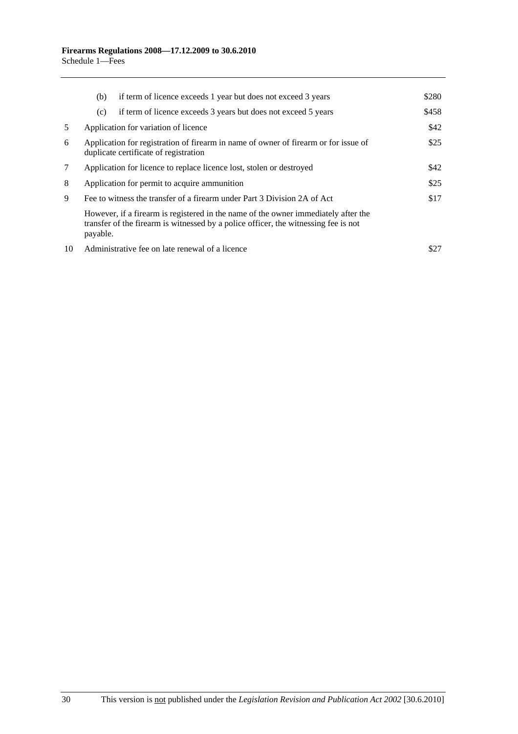| | | |
|---|---|---|
| | (b) if term of licence exceeds 1 year but does not exceed 3 years | $280 |
| | (c) if term of licence exceeds 3 years but does not exceed 5 years | $458 |
| 5 | Application for variation of licence | $42 |
| 6 | Application for registration of firearm in name of owner of firearm or for issue of duplicate certificate of registration | $25 |
| 7 | Application for licence to replace licence lost, stolen or destroyed | $42 |
| 8 | Application for permit to acquire ammunition | $25 |
| 9 | Fee to witness the transfer of a firearm under Part 3 Division 2A of Act | $17 |
| | However, if a firearm is registered in the name of the owner immediately after the transfer of the firearm is witnessed by a police officer, the witnessing fee is not payable. | |
| 10 | Administrative fee on late renewal of a licence | $27 |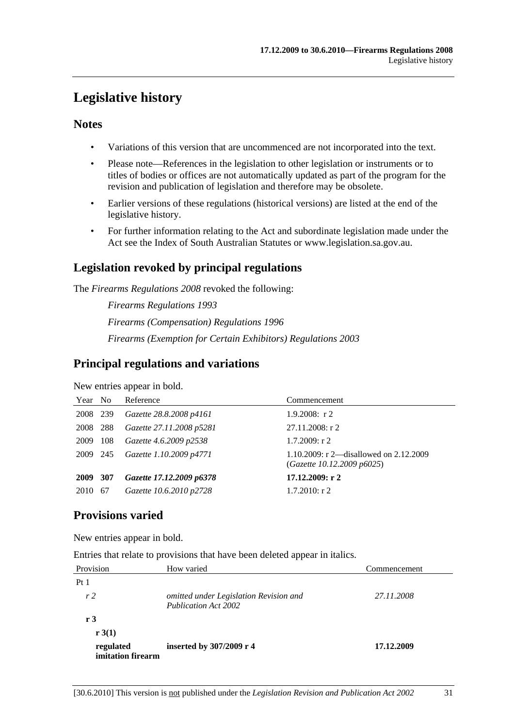# Legislative history

## Notes

- Variations of this version that are uncommenced are not incorporated into the text.
- Please note—References in the legislation to other legislation or instruments or to titles of bodies or offices are not automatically updated as part of the program for the revision and publication of legislation and therefore may be obsolete.
- Earlier versions of these regulations (historical versions) are listed at the end of the legislative history.
- For further information relating to the Act and subordinate legislation made under the Act see the Index of South Australian Statutes or www.legislation.sa.gov.au.

## Legislation revoked by principal regulations

The *Firearms Regulations 2008* revoked the following:

*Firearms Regulations 1993*

*Firearms (Compensation) Regulations 1996*

*Firearms (Exemption for Certain Exhibitors) Regulations 2003*

## Principal regulations and variations

New entries appear in bold.

| Year | No | Reference | Commencement |
|---|---|---|---|
| 2008 | 239 | *Gazette 28.8.2008 p4161* | 1.9.2008: r 2 |
| 2008 | 288 | *Gazette 27.11.2008 p5281* | 27.11.2008: r 2 |
| 2009 | 108 | *Gazette 4.6.2009 p2538* | 1.7.2009: r 2 |
| 2009 | 245 | *Gazette 1.10.2009 p4771* | 1.10.2009: r 2—disallowed on 2.12.2009 (*Gazette 10.12.2009 p6025*) |
| **2009** | **307** | ***Gazette 17.12.2009 p6378*** | **17.12.2009: r 2** |
| 2010 | 67 | *Gazette 10.6.2010 p2728* | 1.7.2010: r 2 |

## Provisions varied

New entries appear in bold.

Entries that relate to provisions that have been deleted appear in italics.

| Provision | How varied | Commencement |
|---|---|---|
| Pt 1 | | |
| *r 2* | *omitted under Legislation Revision and Publication Act 2002* | *27.11.2008* |
| **r 3** | | |
| **r 3(1)** | | |
| **regulated imitation firearm** | **inserted by 307/2009 r 4** | **17.12.2009** |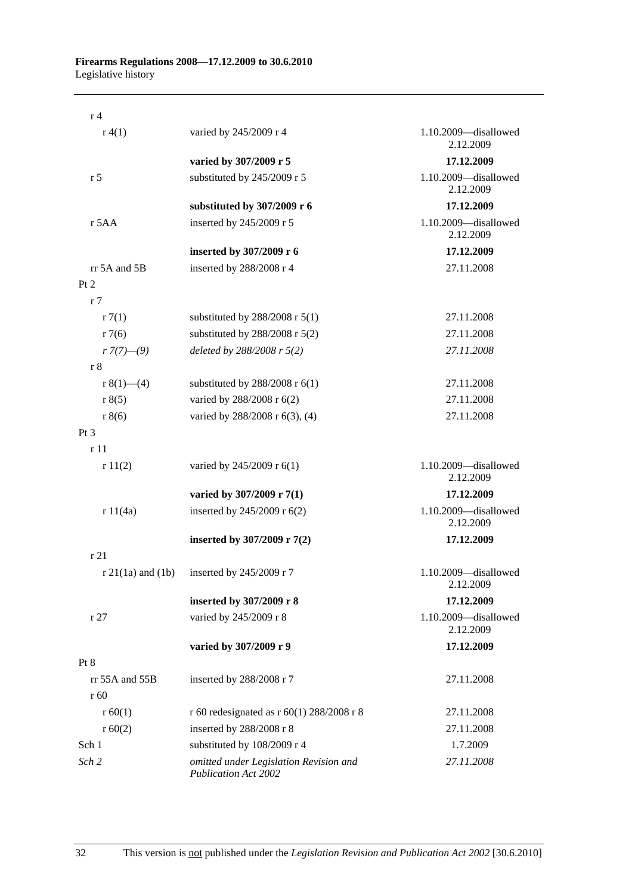| | | |
|---|---|---|
| r 4 | | |
| r 4(1) | varied by 245/2009 r 4 | 1.10.2009—disallowed 2.12.2009 |
| | **varied by 307/2009 r 5** | **17.12.2009** |
| r 5 | substituted by 245/2009 r 5 | 1.10.2009—disallowed 2.12.2009 |
| | **substituted by 307/2009 r 6** | **17.12.2009** |
| r 5AA | inserted by 245/2009 r 5 | 1.10.2009—disallowed 2.12.2009 |
| | **inserted by 307/2009 r 6** | **17.12.2009** |
| rr 5A and 5B | inserted by 288/2008 r 4 | 27.11.2008 |
| Pt 2 | | |
| r 7 | | |
| r 7(1) | substituted by 288/2008 r 5(1) | 27.11.2008 |
| r 7(6) | substituted by 288/2008 r 5(2) | 27.11.2008 |
| *r 7(7)—(9)* | *deleted by 288/2008 r 5(2)* | *27.11.2008* |
| r 8 | | |
| r 8(1)—(4) | substituted by 288/2008 r 6(1) | 27.11.2008 |
| r 8(5) | varied by 288/2008 r 6(2) | 27.11.2008 |
| r 8(6) | varied by 288/2008 r 6(3), (4) | 27.11.2008 |
| Pt 3 | | |
| r 11 | | |
| r 11(2) | varied by 245/2009 r 6(1) | 1.10.2009—disallowed 2.12.2009 |
| | **varied by 307/2009 r 7(1)** | **17.12.2009** |
| r 11(4a) | inserted by 245/2009 r 6(2) | 1.10.2009—disallowed 2.12.2009 |
| | **inserted by 307/2009 r 7(2)** | **17.12.2009** |
| r 21 | | |
| r 21(1a) and (1b) | inserted by 245/2009 r 7 | 1.10.2009—disallowed 2.12.2009 |
| | **inserted by 307/2009 r 8** | **17.12.2009** |
| r 27 | varied by 245/2009 r 8 | 1.10.2009—disallowed 2.12.2009 |
| | **varied by 307/2009 r 9** | **17.12.2009** |
| Pt 8 | | |
| rr 55A and 55B | inserted by 288/2008 r 7 | 27.11.2008 |
| r 60 | | |
| r 60(1) | r 60 redesignated as r 60(1) 288/2008 r 8 | 27.11.2008 |
| r 60(2) | inserted by 288/2008 r 8 | 27.11.2008 |
| Sch 1 | substituted by 108/2009 r 4 | 1.7.2009 |
| *Sch 2* | *omitted under Legislation Revision and Publication Act 2002* | *27.11.2008* |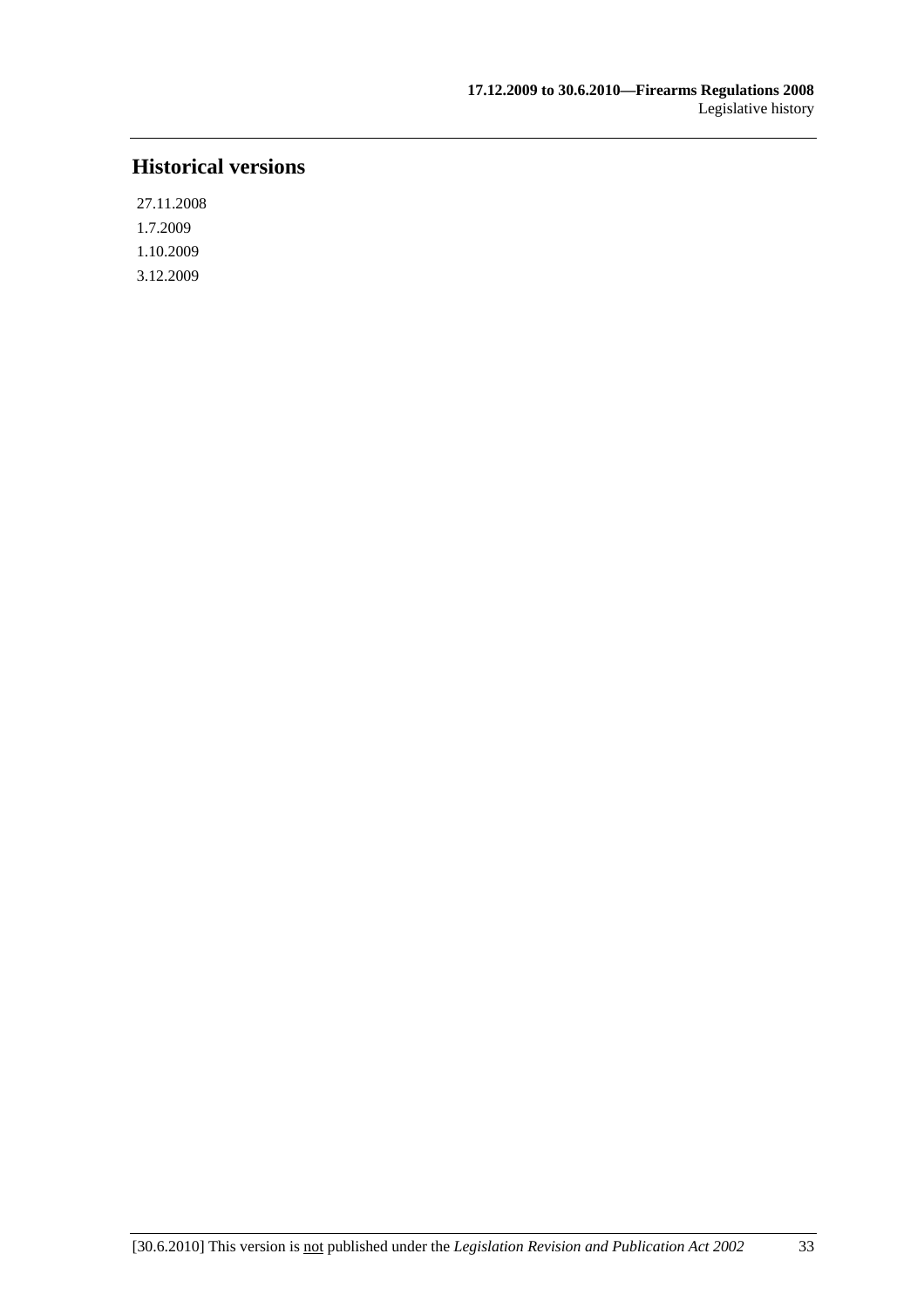## Historical versions

27.11.2008

1.7.2009

1.10.2009

3.12.2009